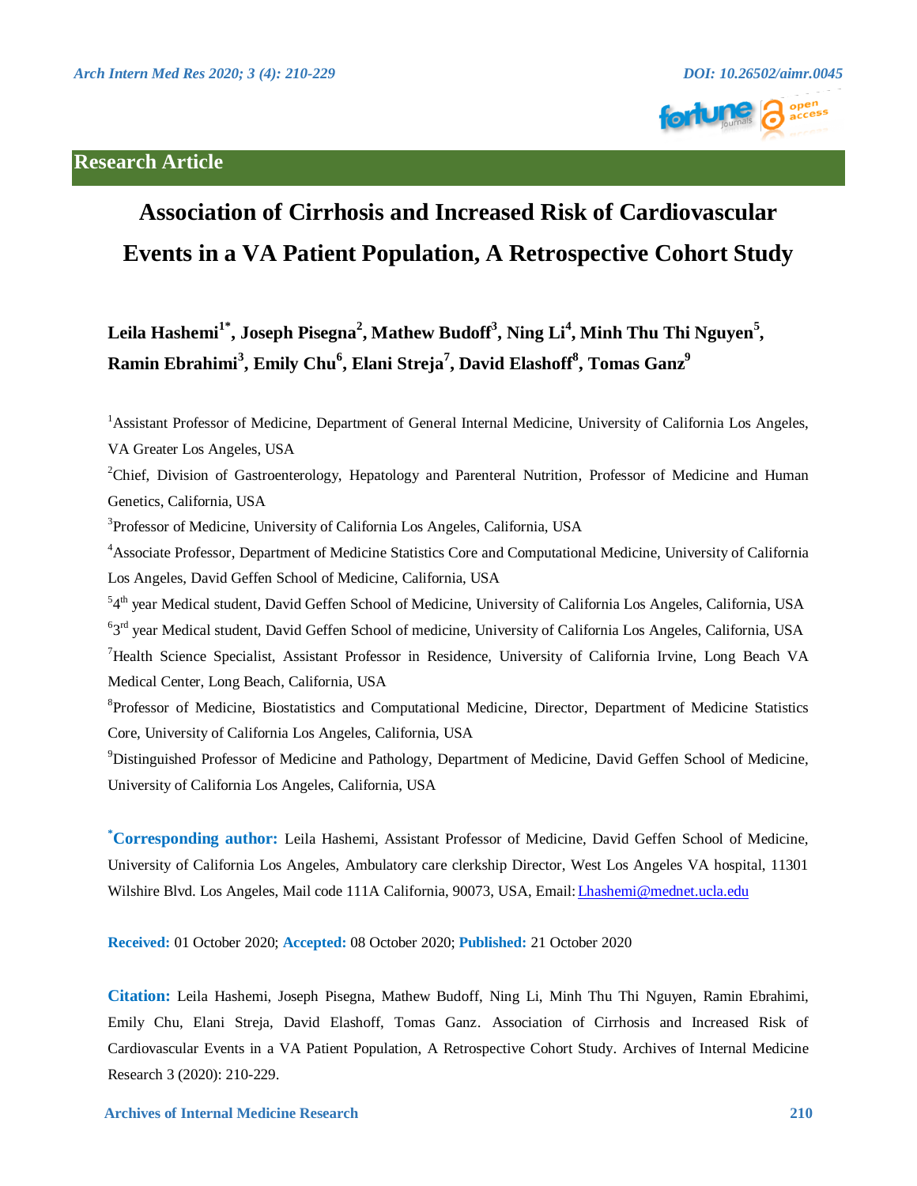**Research Article**

# Association of Cirrhosis and Increased Risk of Cardiovascular Events in a VA Patient Population, A Retrospective Cohort Study

**Leila Hashemi[1*], Joseph Pisegna[2], Mathew Budoff[3], Ning Li[4], Minh Thu Thi Nguyen[5], Ramin Ebrahimi[3], Emily Chu[6], Elani Streja[7], David Elashoff[8], Tomas Ganz[9]**

[1]Assistant Professor of Medicine, Department of General Internal Medicine, University of California Los Angeles, VA Greater Los Angeles, USA

[2]Chief, Division of Gastroenterology, Hepatology and Parenteral Nutrition, Professor of Medicine and Human Genetics, California, USA

[3]Professor of Medicine, University of California Los Angeles, California, USA

[4]Associate Professor, Department of Medicine Statistics Core and Computational Medicine, University of California Los Angeles, David Geffen School of Medicine, California, USA

[5]4th year Medical student, David Geffen School of Medicine, University of California Los Angeles, California, USA

[6]3rd year Medical student, David Geffen School of medicine, University of California Los Angeles, California, USA

[7]Health Science Specialist, Assistant Professor in Residence, University of California Irvine, Long Beach VA Medical Center, Long Beach, California, USA

[8]Professor of Medicine, Biostatistics and Computational Medicine, Director, Department of Medicine Statistics Core, University of California Los Angeles, California, USA

[9]Distinguished Professor of Medicine and Pathology, Department of Medicine, David Geffen School of Medicine, University of California Los Angeles, California, USA

**[*]Corresponding author:** Leila Hashemi, Assistant Professor of Medicine, David Geffen School of Medicine, University of California Los Angeles, Ambulatory care clerkship Director, West Los Angeles VA hospital, 11301 Wilshire Blvd. Los Angeles, Mail code 111A California, 90073, USA, Email: Lhashemi@mednet.ucla.edu

**Received:** 01 October 2020; **Accepted:** 08 October 2020; **Published:** 21 October 2020

**Citation:** Leila Hashemi, Joseph Pisegna, Mathew Budoff, Ning Li, Minh Thu Thi Nguyen, Ramin Ebrahimi, Emily Chu, Elani Streja, David Elashoff, Tomas Ganz. Association of Cirrhosis and Increased Risk of Cardiovascular Events in a VA Patient Population, A Retrospective Cohort Study. Archives of Internal Medicine Research 3 (2020): 210-229.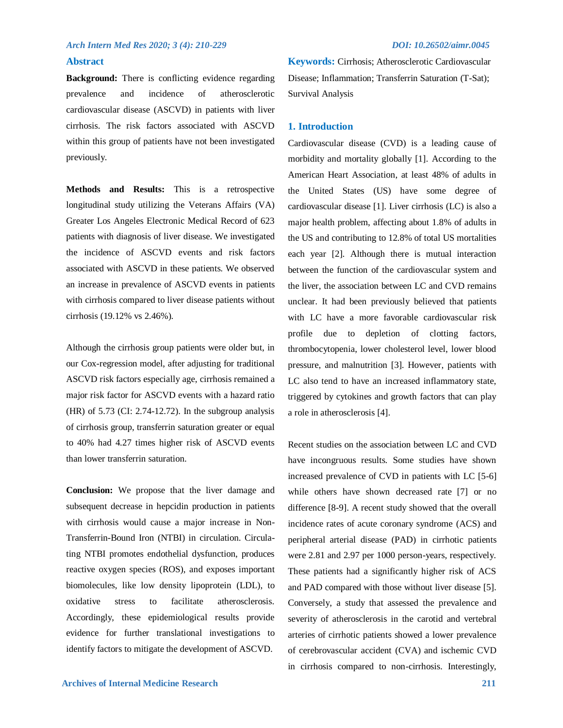## Abstract

**Background:** There is conflicting evidence regarding prevalence and incidence of atherosclerotic cardiovascular disease (ASCVD) in patients with liver cirrhosis. The risk factors associated with ASCVD within this group of patients have not been investigated previously.

**Methods and Results:** This is a retrospective longitudinal study utilizing the Veterans Affairs (VA) Greater Los Angeles Electronic Medical Record of 623 patients with diagnosis of liver disease. We investigated the incidence of ASCVD events and risk factors associated with ASCVD in these patients. We observed an increase in prevalence of ASCVD events in patients with cirrhosis compared to liver disease patients without cirrhosis (19.12% vs 2.46%).

Although the cirrhosis group patients were older but, in our Cox-regression model, after adjusting for traditional ASCVD risk factors especially age, cirrhosis remained a major risk factor for ASCVD events with a hazard ratio (HR) of 5.73 (CI: 2.74-12.72). In the subgroup analysis of cirrhosis group, transferrin saturation greater or equal to 40% had 4.27 times higher risk of ASCVD events than lower transferrin saturation.

**Conclusion:** We propose that the liver damage and subsequent decrease in hepcidin production in patients with cirrhosis would cause a major increase in Non-Transferrin-Bound Iron (NTBI) in circulation. Circulating NTBI promotes endothelial dysfunction, produces reactive oxygen species (ROS), and exposes important biomolecules, like low density lipoprotein (LDL), to oxidative stress to facilitate atherosclerosis. Accordingly, these epidemiological results provide evidence for further translational investigations to identify factors to mitigate the development of ASCVD.

**Keywords:** Cirrhosis; Atherosclerotic Cardiovascular Disease; Inflammation; Transferrin Saturation (T-Sat); Survival Analysis

## 1. Introduction

Cardiovascular disease (CVD) is a leading cause of morbidity and mortality globally [1]. According to the American Heart Association, at least 48% of adults in the United States (US) have some degree of cardiovascular disease [1]. Liver cirrhosis (LC) is also a major health problem, affecting about 1.8% of adults in the US and contributing to 12.8% of total US mortalities each year [2]. Although there is mutual interaction between the function of the cardiovascular system and the liver, the association between LC and CVD remains unclear. It had been previously believed that patients with LC have a more favorable cardiovascular risk profile due to depletion of clotting factors, thrombocytopenia, lower cholesterol level, lower blood pressure, and malnutrition [3]. However, patients with LC also tend to have an increased inflammatory state, triggered by cytokines and growth factors that can play a role in atherosclerosis [4].

Recent studies on the association between LC and CVD have incongruous results. Some studies have shown increased prevalence of CVD in patients with LC [5-6] while others have shown decreased rate [7] or no difference [8-9]. A recent study showed that the overall incidence rates of acute coronary syndrome (ACS) and peripheral arterial disease (PAD) in cirrhotic patients were 2.81 and 2.97 per 1000 person-years, respectively. These patients had a significantly higher risk of ACS and PAD compared with those without liver disease [5]. Conversely, a study that assessed the prevalence and severity of atherosclerosis in the carotid and vertebral arteries of cirrhotic patients showed a lower prevalence of cerebrovascular accident (CVA) and ischemic CVD in cirrhosis compared to non-cirrhosis. Interestingly,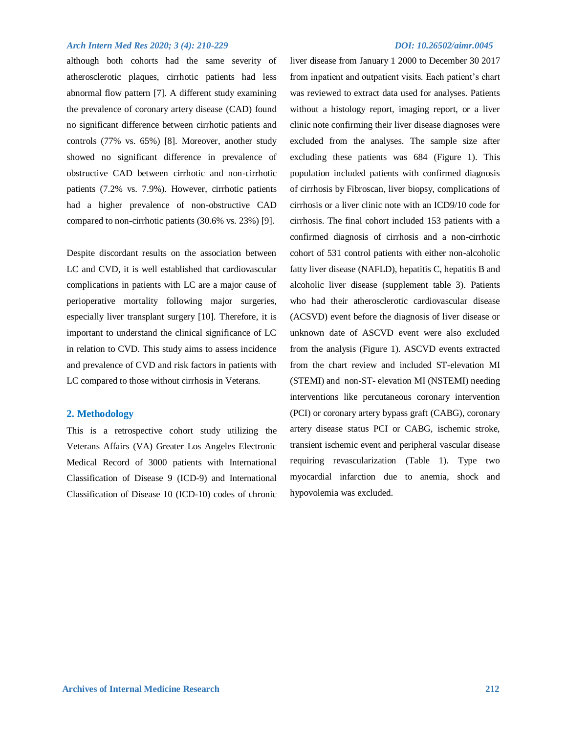although both cohorts had the same severity of atherosclerotic plaques, cirrhotic patients had less abnormal flow pattern [7]. A different study examining the prevalence of coronary artery disease (CAD) found no significant difference between cirrhotic patients and controls (77% vs. 65%) [8]. Moreover, another study showed no significant difference in prevalence of obstructive CAD between cirrhotic and non-cirrhotic patients (7.2% vs. 7.9%). However, cirrhotic patients had a higher prevalence of non-obstructive CAD compared to non-cirrhotic patients (30.6% vs. 23%) [9].

Despite discordant results on the association between LC and CVD, it is well established that cardiovascular complications in patients with LC are a major cause of perioperative mortality following major surgeries, especially liver transplant surgery [10]. Therefore, it is important to understand the clinical significance of LC in relation to CVD. This study aims to assess incidence and prevalence of CVD and risk factors in patients with LC compared to those without cirrhosis in Veterans.

## 2. Methodology

This is a retrospective cohort study utilizing the Veterans Affairs (VA) Greater Los Angeles Electronic Medical Record of 3000 patients with International Classification of Disease 9 (ICD-9) and International Classification of Disease 10 (ICD-10) codes of chronic liver disease from January 1 2000 to December 30 2017 from inpatient and outpatient visits. Each patient's chart was reviewed to extract data used for analyses. Patients without a histology report, imaging report, or a liver clinic note confirming their liver disease diagnoses were excluded from the analyses. The sample size after excluding these patients was 684 (Figure 1). This population included patients with confirmed diagnosis of cirrhosis by Fibroscan, liver biopsy, complications of cirrhosis or a liver clinic note with an ICD9/10 code for cirrhosis. The final cohort included 153 patients with a confirmed diagnosis of cirrhosis and a non-cirrhotic cohort of 531 control patients with either non-alcoholic fatty liver disease (NAFLD), hepatitis C, hepatitis B and alcoholic liver disease (supplement table 3). Patients who had their atherosclerotic cardiovascular disease (ACSVD) event before the diagnosis of liver disease or unknown date of ASCVD event were also excluded from the analysis (Figure 1). ASCVD events extracted from the chart review and included ST-elevation MI (STEMI) and non-ST- elevation MI (NSTEMI) needing interventions like percutaneous coronary intervention (PCI) or coronary artery bypass graft (CABG), coronary artery disease status PCI or CABG, ischemic stroke, transient ischemic event and peripheral vascular disease requiring revascularization (Table 1). Type two myocardial infarction due to anemia, shock and hypovolemia was excluded.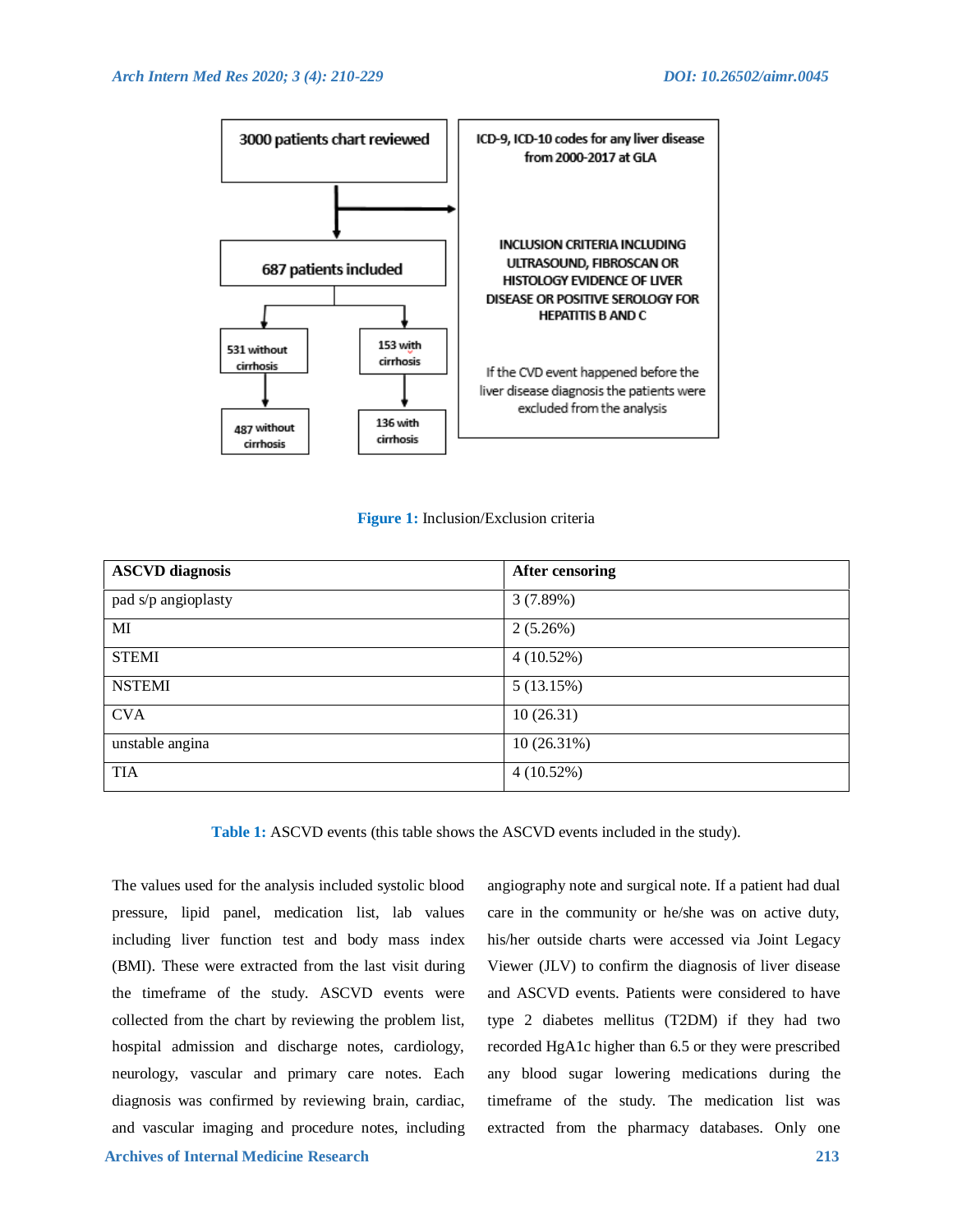3000 patients chart reviewed

ICD-9, ICD-10 codes for any liver disease from 2000-2017 at GLA

687 patients included

INCLUSION CRITERIA INCLUDING ULTRASOUND, FIBROSCAN OR HISTOLOGY EVIDENCE OF LIVER DISEASE OR POSITIVE SEROLOGY FOR HEPATITIS B AND C

531 without cirrhosis

153 with cirrhosis

If the CVD event happened before the liver disease diagnosis the patients were excluded from the analysis

487 without cirrhosis

136 with cirrhosis

**Figure 1:** Inclusion/Exclusion criteria

| ASCVD diagnosis | After censoring |
|---|---|
| pad s/p angioplasty | 3 (7.89%) |
| MI | 2 (5.26%) |
| STEMI | 4 (10.52%) |
| NSTEMI | 5 (13.15%) |
| CVA | 10 (26.31) |
| unstable angina | 10 (26.31%) |
| TIA | 4 (10.52%) |

**Table 1:** ASCVD events (this table shows the ASCVD events included in the study).

The values used for the analysis included systolic blood pressure, lipid panel, medication list, lab values including liver function test and body mass index (BMI). These were extracted from the last visit during the timeframe of the study. ASCVD events were collected from the chart by reviewing the problem list, hospital admission and discharge notes, cardiology, neurology, vascular and primary care notes. Each diagnosis was confirmed by reviewing brain, cardiac, and vascular imaging and procedure notes, including angiography note and surgical note. If a patient had dual care in the community or he/she was on active duty, his/her outside charts were accessed via Joint Legacy Viewer (JLV) to confirm the diagnosis of liver disease and ASCVD events. Patients were considered to have type 2 diabetes mellitus (T2DM) if they had two recorded HgA1c higher than 6.5 or they were prescribed any blood sugar lowering medications during the timeframe of the study. The medication list was extracted from the pharmacy databases. Only one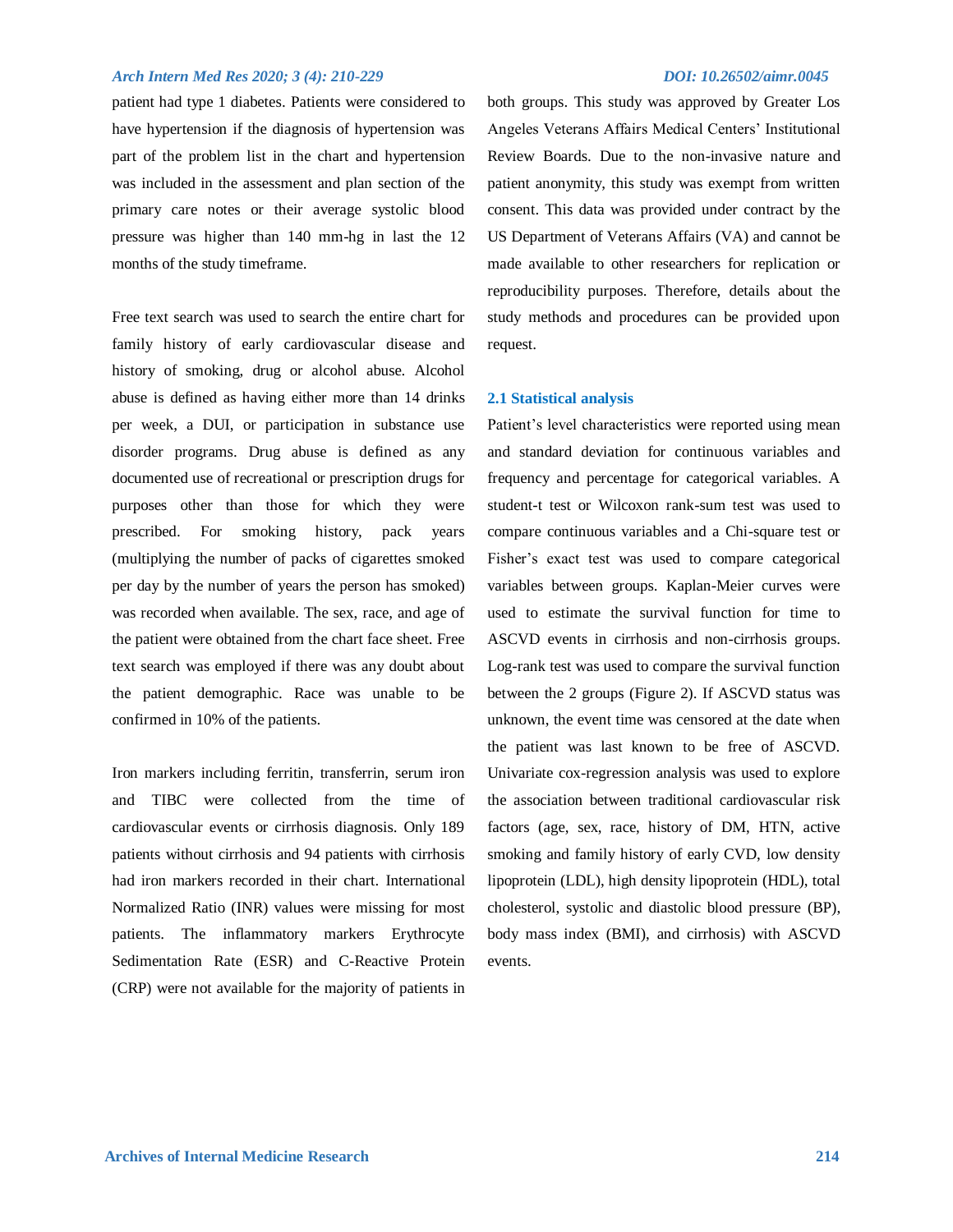patient had type 1 diabetes. Patients were considered to have hypertension if the diagnosis of hypertension was part of the problem list in the chart and hypertension was included in the assessment and plan section of the primary care notes or their average systolic blood pressure was higher than 140 mm-hg in last the 12 months of the study timeframe.

Free text search was used to search the entire chart for family history of early cardiovascular disease and history of smoking, drug or alcohol abuse. Alcohol abuse is defined as having either more than 14 drinks per week, a DUI, or participation in substance use disorder programs. Drug abuse is defined as any documented use of recreational or prescription drugs for purposes other than those for which they were prescribed. For smoking history, pack years (multiplying the number of packs of cigarettes smoked per day by the number of years the person has smoked) was recorded when available. The sex, race, and age of the patient were obtained from the chart face sheet. Free text search was employed if there was any doubt about the patient demographic. Race was unable to be confirmed in 10% of the patients.

Iron markers including ferritin, transferrin, serum iron and TIBC were collected from the time of cardiovascular events or cirrhosis diagnosis. Only 189 patients without cirrhosis and 94 patients with cirrhosis had iron markers recorded in their chart. International Normalized Ratio (INR) values were missing for most patients. The inflammatory markers Erythrocyte Sedimentation Rate (ESR) and C-Reactive Protein (CRP) were not available for the majority of patients in both groups. This study was approved by Greater Los Angeles Veterans Affairs Medical Centers' Institutional Review Boards. Due to the non-invasive nature and patient anonymity, this study was exempt from written consent. This data was provided under contract by the US Department of Veterans Affairs (VA) and cannot be made available to other researchers for replication or reproducibility purposes. Therefore, details about the study methods and procedures can be provided upon request.

## 2.1 Statistical analysis

Patient's level characteristics were reported using mean and standard deviation for continuous variables and frequency and percentage for categorical variables. A student-t test or Wilcoxon rank-sum test was used to compare continuous variables and a Chi-square test or Fisher's exact test was used to compare categorical variables between groups. Kaplan-Meier curves were used to estimate the survival function for time to ASCVD events in cirrhosis and non-cirrhosis groups. Log-rank test was used to compare the survival function between the 2 groups (Figure 2). If ASCVD status was unknown, the event time was censored at the date when the patient was last known to be free of ASCVD. Univariate cox-regression analysis was used to explore the association between traditional cardiovascular risk factors (age, sex, race, history of DM, HTN, active smoking and family history of early CVD, low density lipoprotein (LDL), high density lipoprotein (HDL), total cholesterol, systolic and diastolic blood pressure (BP), body mass index (BMI), and cirrhosis) with ASCVD events.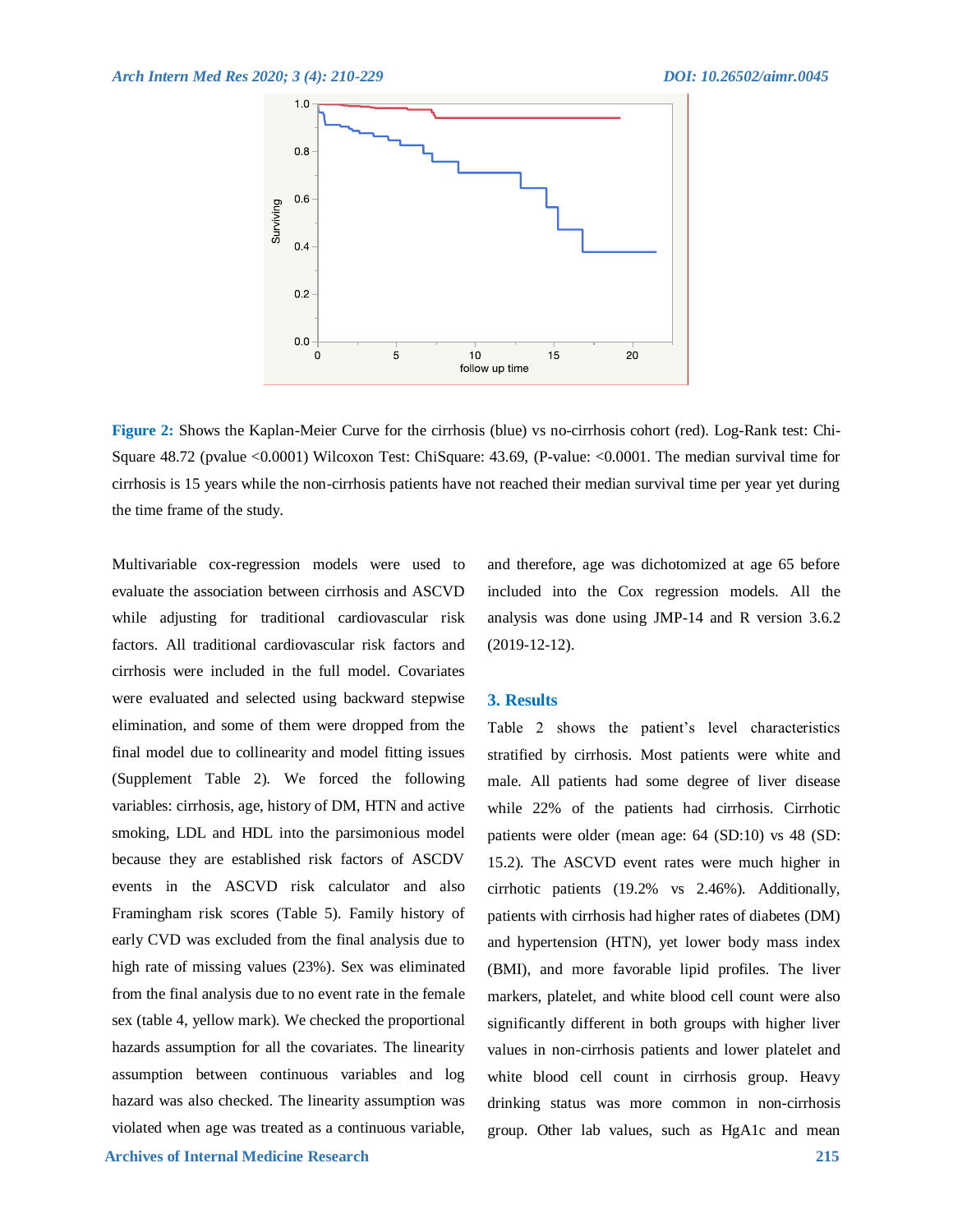**Figure 2:** Shows the Kaplan-Meier Curve for the cirrhosis (blue) vs no-cirrhosis cohort (red). Log-Rank test: Chi-Square 48.72 (pvalue <0.0001) Wilcoxon Test: ChiSquare: 43.69, (P-value: <0.0001. The median survival time for cirrhosis is 15 years while the non-cirrhosis patients have not reached their median survival time per year yet during the time frame of the study.

Multivariable cox-regression models were used to evaluate the association between cirrhosis and ASCVD while adjusting for traditional cardiovascular risk factors. All traditional cardiovascular risk factors and cirrhosis were included in the full model. Covariates were evaluated and selected using backward stepwise elimination, and some of them were dropped from the final model due to collinearity and model fitting issues (Supplement Table 2). We forced the following variables: cirrhosis, age, history of DM, HTN and active smoking, LDL and HDL into the parsimonious model because they are established risk factors of ASCDV events in the ASCVD risk calculator and also Framingham risk scores (Table 5). Family history of early CVD was excluded from the final analysis due to high rate of missing values (23%). Sex was eliminated from the final analysis due to no event rate in the female sex (table 4, yellow mark). We checked the proportional hazards assumption for all the covariates. The linearity assumption between continuous variables and log hazard was also checked. The linearity assumption was violated when age was treated as a continuous variable, and therefore, age was dichotomized at age 65 before included into the Cox regression models. All the analysis was done using JMP-14 and R version 3.6.2 (2019-12-12).

## 3. Results

Table 2 shows the patient's level characteristics stratified by cirrhosis. Most patients were white and male. All patients had some degree of liver disease while 22% of the patients had cirrhosis. Cirrhotic patients were older (mean age: 64 (SD:10) vs 48 (SD: 15.2). The ASCVD event rates were much higher in cirrhotic patients (19.2% vs 2.46%). Additionally, patients with cirrhosis had higher rates of diabetes (DM) and hypertension (HTN), yet lower body mass index (BMI), and more favorable lipid profiles. The liver markers, platelet, and white blood cell count were also significantly different in both groups with higher liver values in non-cirrhosis patients and lower platelet and white blood cell count in cirrhosis group. Heavy drinking status was more common in non-cirrhosis group. Other lab values, such as HgA1c and mean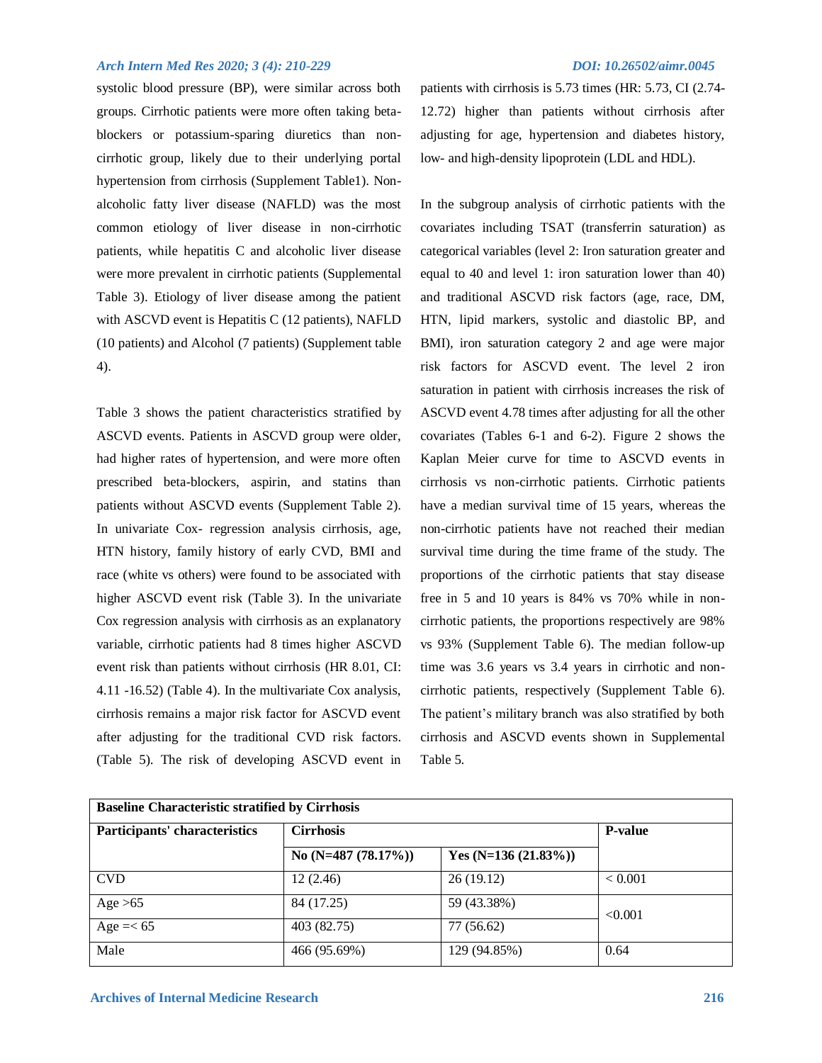systolic blood pressure (BP), were similar across both groups. Cirrhotic patients were more often taking beta-blockers or potassium-sparing diuretics than non-cirrhotic group, likely due to their underlying portal hypertension from cirrhosis (Supplement Table1). Non-alcoholic fatty liver disease (NAFLD) was the most common etiology of liver disease in non-cirrhotic patients, while hepatitis C and alcoholic liver disease were more prevalent in cirrhotic patients (Supplemental Table 3). Etiology of liver disease among the patient with ASCVD event is Hepatitis C (12 patients), NAFLD (10 patients) and Alcohol (7 patients) (Supplement table 4).

Table 3 shows the patient characteristics stratified by ASCVD events. Patients in ASCVD group were older, had higher rates of hypertension, and were more often prescribed beta-blockers, aspirin, and statins than patients without ASCVD events (Supplement Table 2). In univariate Cox- regression analysis cirrhosis, age, HTN history, family history of early CVD, BMI and race (white vs others) were found to be associated with higher ASCVD event risk (Table 3). In the univariate Cox regression analysis with cirrhosis as an explanatory variable, cirrhotic patients had 8 times higher ASCVD event risk than patients without cirrhosis (HR 8.01, CI: 4.11 -16.52) (Table 4). In the multivariate Cox analysis, cirrhosis remains a major risk factor for ASCVD event after adjusting for the traditional CVD risk factors. (Table 5). The risk of developing ASCVD event in patients with cirrhosis is 5.73 times (HR: 5.73, CI (2.74-12.72) higher than patients without cirrhosis after adjusting for age, hypertension and diabetes history, low- and high-density lipoprotein (LDL and HDL).

In the subgroup analysis of cirrhotic patients with the covariates including TSAT (transferrin saturation) as categorical variables (level 2: Iron saturation greater and equal to 40 and level 1: iron saturation lower than 40) and traditional ASCVD risk factors (age, race, DM, HTN, lipid markers, systolic and diastolic BP, and BMI), iron saturation category 2 and age were major risk factors for ASCVD event. The level 2 iron saturation in patient with cirrhosis increases the risk of ASCVD event 4.78 times after adjusting for all the other covariates (Tables 6-1 and 6-2). Figure 2 shows the Kaplan Meier curve for time to ASCVD events in cirrhosis vs non-cirrhotic patients. Cirrhotic patients have a median survival time of 15 years, whereas the non-cirrhotic patients have not reached their median survival time during the time frame of the study. The proportions of the cirrhotic patients that stay disease free in 5 and 10 years is 84% vs 70% while in non-cirrhotic patients, the proportions respectively are 98% vs 93% (Supplement Table 6). The median follow-up time was 3.6 years vs 3.4 years in cirrhotic and non-cirrhotic patients, respectively (Supplement Table 6). The patient's military branch was also stratified by both cirrhosis and ASCVD events shown in Supplemental Table 5.

**Baseline Characteristic stratified by Cirrhosis**

| Participants' characteristics | Cirrhosis | | P-value |
|---|---|---|---|
| | No (N=487 (78.17%)) | Yes (N=136 (21.83%)) | |
| CVD | 12 (2.46) | 26 (19.12) | < 0.001 |
| Age >65 | 84 (17.25) | 59 (43.38%) | <0.001 |
| Age =< 65 | 403 (82.75) | 77 (56.62) | |
| Male | 466 (95.69%) | 129 (94.85%) | 0.64 |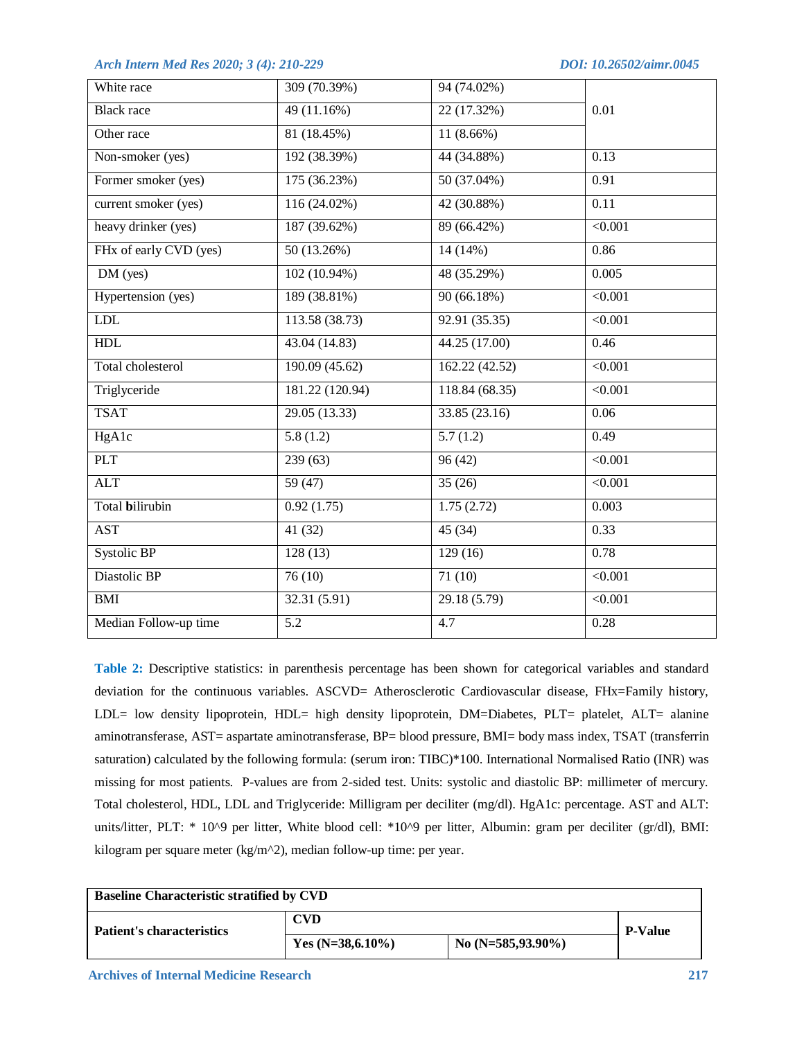| | | | |
|---|---|---|---|
| White race | 309 (70.39%) | 94 (74.02%) | 0.01 |
| Black race | 49 (11.16%) | 22 (17.32%) | |
| Other race | 81 (18.45%) | 11 (8.66%) | |
| Non-smoker (yes) | 192 (38.39%) | 44 (34.88%) | 0.13 |
| Former smoker (yes) | 175 (36.23%) | 50 (37.04%) | 0.91 |
| current smoker (yes) | 116 (24.02%) | 42 (30.88%) | 0.11 |
| heavy drinker (yes) | 187 (39.62%) | 89 (66.42%) | <0.001 |
| FHx of early CVD (yes) | 50 (13.26%) | 14 (14%) | 0.86 |
| DM (yes) | 102 (10.94%) | 48 (35.29%) | 0.005 |
| Hypertension (yes) | 189 (38.81%) | 90 (66.18%) | <0.001 |
| LDL | 113.58 (38.73) | 92.91 (35.35) | <0.001 |
| HDL | 43.04 (14.83) | 44.25 (17.00) | 0.46 |
| Total cholesterol | 190.09 (45.62) | 162.22 (42.52) | <0.001 |
| Triglyceride | 181.22 (120.94) | 118.84 (68.35) | <0.001 |
| TSAT | 29.05 (13.33) | 33.85 (23.16) | 0.06 |
| HgA1c | 5.8 (1.2) | 5.7 (1.2) | 0.49 |
| PLT | 239 (63) | 96 (42) | <0.001 |
| ALT | 59 (47) | 35 (26) | <0.001 |
| Total **b**ilirubin | 0.92 (1.75) | 1.75 (2.72) | 0.003 |
| AST | 41 (32) | 45 (34) | 0.33 |
| Systolic BP | 128 (13) | 129 (16) | 0.78 |
| Diastolic BP | 76 (10) | 71 (10) | <0.001 |
| BMI | 32.31 (5.91) | 29.18 (5.79) | <0.001 |
| Median Follow-up time | 5.2 | 4.7 | 0.28 |

**Table 2:** Descriptive statistics: in parenthesis percentage has been shown for categorical variables and standard deviation for the continuous variables. ASCVD= Atherosclerotic Cardiovascular disease, FHx=Family history, LDL= low density lipoprotein, HDL= high density lipoprotein, DM=Diabetes, PLT= platelet, ALT= alanine aminotransferase, AST= aspartate aminotransferase, BP= blood pressure, BMI= body mass index, TSAT (transferrin saturation) calculated by the following formula: (serum iron: TIBC)*100. International Normalised Ratio (INR) was missing for most patients. P-values are from 2-sided test. Units: systolic and diastolic BP: millimeter of mercury. Total cholesterol, HDL, LDL and Triglyceride: Milligram per deciliter (mg/dl). HgA1c: percentage. AST and ALT: units/litter, PLT: * 10^9 per litter, White blood cell: *10^9 per litter, Albumin: gram per deciliter (gr/dl), BMI: kilogram per square meter (kg/m^2), median follow-up time: per year.

| **Baseline Characteristic stratified by CVD** | | | |
|---|---|---|---|
| **Patient's characteristics** | **CVD** | | **P-Value** |
| | **Yes (N=38,6.10%)** | **No (N=585,93.90%)** | |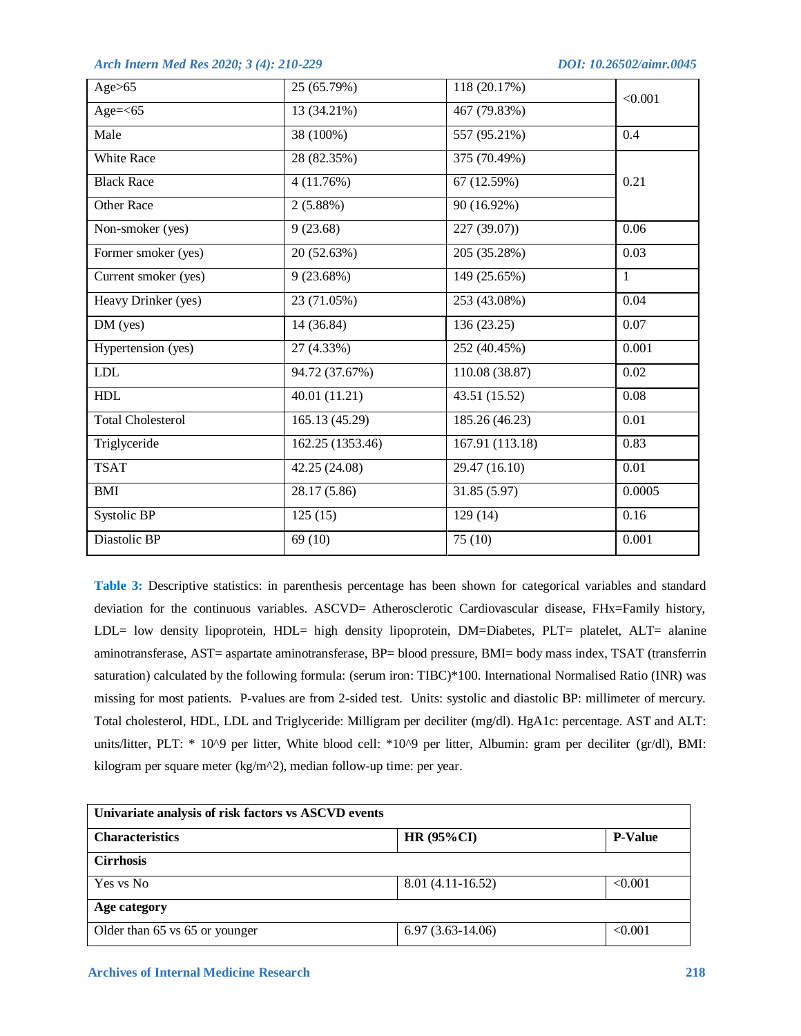| | | | |
|---|---|---|---|
| Age>65 | 25 (65.79%) | 118 (20.17%) | <0.001 |
| Age=<65 | 13 (34.21%) | 467 (79.83%) | |
| Male | 38 (100%) | 557 (95.21%) | 0.4 |
| White Race | 28 (82.35%) | 375 (70.49%) | 0.21 |
| Black Race | 4 (11.76%) | 67 (12.59%) | |
| Other Race | 2 (5.88%) | 90 (16.92%) | |
| Non-smoker (yes) | 9 (23.68) | 227 (39.07)) | 0.06 |
| Former smoker (yes) | 20 (52.63%) | 205 (35.28%) | 0.03 |
| Current smoker (yes) | 9 (23.68%) | 149 (25.65%) | 1 |
| Heavy Drinker (yes) | 23 (71.05%) | 253 (43.08%) | 0.04 |
| DM (yes) | 14 (36.84) | 136 (23.25) | 0.07 |
| Hypertension (yes) | 27 (4.33%) | 252 (40.45%) | 0.001 |
| LDL | 94.72 (37.67%) | 110.08 (38.87) | 0.02 |
| HDL | 40.01 (11.21) | 43.51 (15.52) | 0.08 |
| Total Cholesterol | 165.13 (45.29) | 185.26 (46.23) | 0.01 |
| Triglyceride | 162.25 (1353.46) | 167.91 (113.18) | 0.83 |
| TSAT | 42.25 (24.08) | 29.47 (16.10) | 0.01 |
| BMI | 28.17 (5.86) | 31.85 (5.97) | 0.0005 |
| Systolic BP | 125 (15) | 129 (14) | 0.16 |
| Diastolic BP | 69 (10) | 75 (10) | 0.001 |

**Table 3:** Descriptive statistics: in parenthesis percentage has been shown for categorical variables and standard deviation for the continuous variables. ASCVD= Atherosclerotic Cardiovascular disease, FHx=Family history, LDL= low density lipoprotein, HDL= high density lipoprotein, DM=Diabetes, PLT= platelet, ALT= alanine aminotransferase, AST= aspartate aminotransferase, BP= blood pressure, BMI= body mass index, TSAT (transferrin saturation) calculated by the following formula: (serum iron: TIBC)*100. International Normalised Ratio (INR) was missing for most patients. P-values are from 2-sided test. Units: systolic and diastolic BP: millimeter of mercury. Total cholesterol, HDL, LDL and Triglyceride: Milligram per deciliter (mg/dl). HgA1c: percentage. AST and ALT: units/litter, PLT: * 10^9 per litter, White blood cell: *10^9 per litter, Albumin: gram per deciliter (gr/dl), BMI: kilogram per square meter (kg/m^2), median follow-up time: per year.

| **Univariate analysis of risk factors vs ASCVD events** | | |
|---|---|---|
| **Characteristics** | **HR (95%CI)** | **P-Value** |
| **Cirrhosis** | | |
| Yes vs No | 8.01 (4.11-16.52) | <0.001 |
| **Age category** | | |
| Older than 65 vs 65 or younger | 6.97 (3.63-14.06) | <0.001 |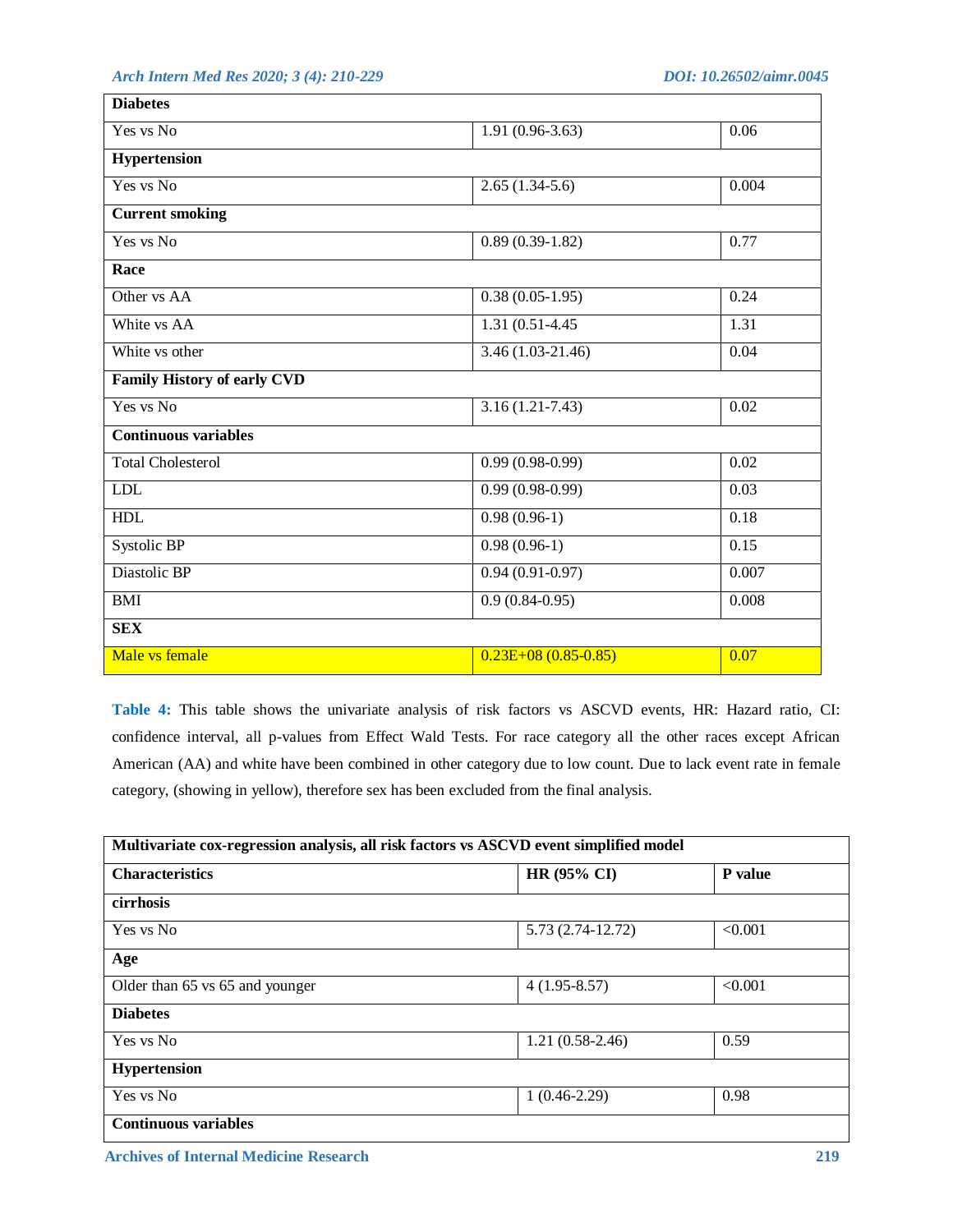| | | |
|---|---|---|
| **Diabetes** | | |
| Yes vs No | 1.91 (0.96-3.63) | 0.06 |
| **Hypertension** | | |
| Yes vs No | 2.65 (1.34-5.6) | 0.004 |
| **Current smoking** | | |
| Yes vs No | 0.89 (0.39-1.82) | 0.77 |
| **Race** | | |
| Other vs AA | 0.38 (0.05-1.95) | 0.24 |
| White vs AA | 1.31 (0.51-4.45 | 1.31 |
| White vs other | 3.46 (1.03-21.46) | 0.04 |
| **Family History of early CVD** | | |
| Yes vs No | 3.16 (1.21-7.43) | 0.02 |
| **Continuous variables** | | |
| Total Cholesterol | 0.99 (0.98-0.99) | 0.02 |
| LDL | 0.99 (0.98-0.99) | 0.03 |
| HDL | 0.98 (0.96-1) | 0.18 |
| Systolic BP | 0.98 (0.96-1) | 0.15 |
| Diastolic BP | 0.94 (0.91-0.97) | 0.007 |
| BMI | 0.9 (0.84-0.95) | 0.008 |
| **SEX** | | |
| Male vs female | 0.23E+08 (0.85-0.85) | 0.07 |

**Table 4:** This table shows the univariate analysis of risk factors vs ASCVD events, HR: Hazard ratio, CI: confidence interval, all p-values from Effect Wald Tests. For race category all the other races except African American (AA) and white have been combined in other category due to low count. Due to lack event rate in female category, (showing in yellow), therefore sex has been excluded from the final analysis.

| **Multivariate cox-regression analysis, all risk factors vs ASCVD event simplified model** | | |
|---|---|---|
| **Characteristics** | **HR (95% CI)** | **P value** |
| **cirrhosis** | | |
| Yes vs No | 5.73 (2.74-12.72) | <0.001 |
| **Age** | | |
| Older than 65 vs 65 and younger | 4 (1.95-8.57) | <0.001 |
| **Diabetes** | | |
| Yes vs No | 1.21 (0.58-2.46) | 0.59 |
| **Hypertension** | | |
| Yes vs No | 1 (0.46-2.29) | 0.98 |
| **Continuous variables** | | |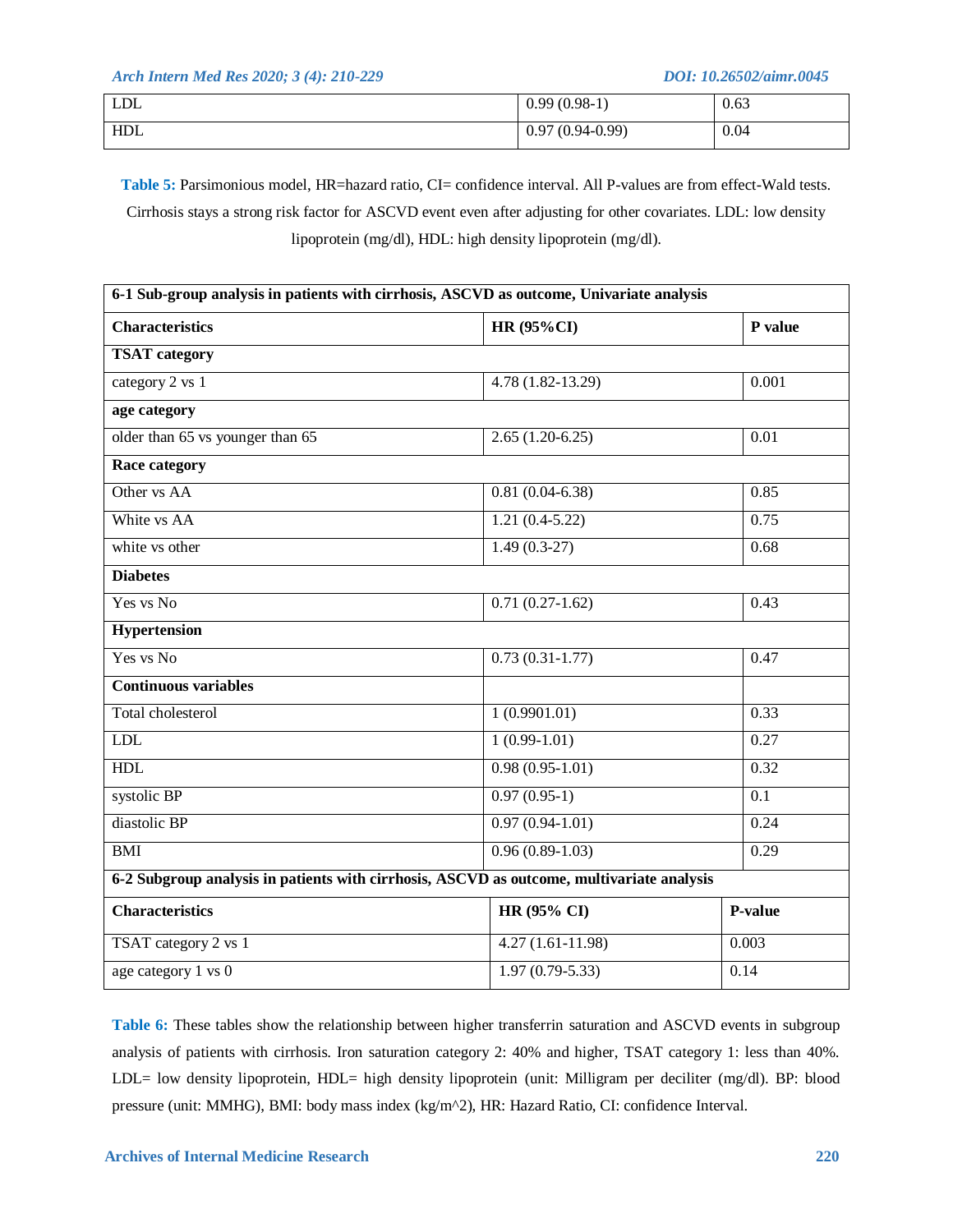| | | |
|---|---|---|
| LDL | 0.99 (0.98-1) | 0.63 |
| HDL | 0.97 (0.94-0.99) | 0.04 |

**Table 5:** Parsimonious model, HR=hazard ratio, CI= confidence interval. All P-values are from effect-Wald tests. Cirrhosis stays a strong risk factor for ASCVD event even after adjusting for other covariates. LDL: low density lipoprotein (mg/dl), HDL: high density lipoprotein (mg/dl).

| **6-1 Sub-group analysis in patients with cirrhosis, ASCVD as outcome, Univariate analysis** | | |
|---|---|---|
| **Characteristics** | **HR (95%CI)** | **P value** |
| **TSAT category** | | |
| category 2 vs 1 | 4.78 (1.82-13.29) | 0.001 |
| **age category** | | |
| older than 65 vs younger than 65 | 2.65 (1.20-6.25) | 0.01 |
| **Race category** | | |
| Other vs AA | 0.81 (0.04-6.38) | 0.85 |
| White vs AA | 1.21 (0.4-5.22) | 0.75 |
| white vs other | 1.49 (0.3-27) | 0.68 |
| **Diabetes** | | |
| Yes vs No | 0.71 (0.27-1.62) | 0.43 |
| **Hypertension** | | |
| Yes vs No | 0.73 (0.31-1.77) | 0.47 |
| **Continuous variables** | | |
| Total cholesterol | 1 (0.9901.01) | 0.33 |
| LDL | 1 (0.99-1.01) | 0.27 |
| HDL | 0.98 (0.95-1.01) | 0.32 |
| systolic BP | 0.97 (0.95-1) | 0.1 |
| diastolic BP | 0.97 (0.94-1.01) | 0.24 |
| BMI | 0.96 (0.89-1.03) | 0.29 |

| **6-2 Subgroup analysis in patients with cirrhosis, ASCVD as outcome, multivariate analysis** | | |
|---|---|---|
| **Characteristics** | **HR (95% CI)** | **P-value** |
| TSAT category 2 vs 1 | 4.27 (1.61-11.98) | 0.003 |
| age category 1 vs 0 | 1.97 (0.79-5.33) | 0.14 |

**Table 6:** These tables show the relationship between higher transferrin saturation and ASCVD events in subgroup analysis of patients with cirrhosis. Iron saturation category 2: 40% and higher, TSAT category 1: less than 40%. LDL= low density lipoprotein, HDL= high density lipoprotein (unit: Milligram per deciliter (mg/dl). BP: blood pressure (unit: MMHG), BMI: body mass index (kg/m^2), HR: Hazard Ratio, CI: confidence Interval.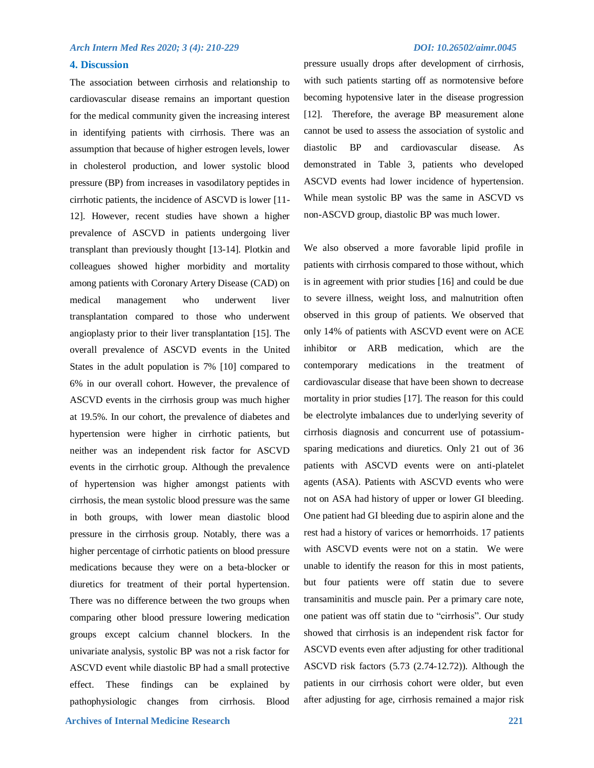## 4. Discussion

The association between cirrhosis and relationship to cardiovascular disease remains an important question for the medical community given the increasing interest in identifying patients with cirrhosis. There was an assumption that because of higher estrogen levels, lower in cholesterol production, and lower systolic blood pressure (BP) from increases in vasodilatory peptides in cirrhotic patients, the incidence of ASCVD is lower [11-12]. However, recent studies have shown a higher prevalence of ASCVD in patients undergoing liver transplant than previously thought [13-14]. Plotkin and colleagues showed higher morbidity and mortality among patients with Coronary Artery Disease (CAD) on medical management who underwent liver transplantation compared to those who underwent angioplasty prior to their liver transplantation [15]. The overall prevalence of ASCVD events in the United States in the adult population is 7% [10] compared to 6% in our overall cohort. However, the prevalence of ASCVD events in the cirrhosis group was much higher at 19.5%. In our cohort, the prevalence of diabetes and hypertension were higher in cirrhotic patients, but neither was an independent risk factor for ASCVD events in the cirrhotic group. Although the prevalence of hypertension was higher amongst patients with cirrhosis, the mean systolic blood pressure was the same in both groups, with lower mean diastolic blood pressure in the cirrhosis group. Notably, there was a higher percentage of cirrhotic patients on blood pressure medications because they were on a beta-blocker or diuretics for treatment of their portal hypertension. There was no difference between the two groups when comparing other blood pressure lowering medication groups except calcium channel blockers. In the univariate analysis, systolic BP was not a risk factor for ASCVD event while diastolic BP had a small protective effect. These findings can be explained by pathophysiologic changes from cirrhosis. Blood pressure usually drops after development of cirrhosis, with such patients starting off as normotensive before becoming hypotensive later in the disease progression [12]. Therefore, the average BP measurement alone cannot be used to assess the association of systolic and diastolic BP and cardiovascular disease. As demonstrated in Table 3, patients who developed ASCVD events had lower incidence of hypertension. While mean systolic BP was the same in ASCVD vs non-ASCVD group, diastolic BP was much lower.

We also observed a more favorable lipid profile in patients with cirrhosis compared to those without, which is in agreement with prior studies [16] and could be due to severe illness, weight loss, and malnutrition often observed in this group of patients. We observed that only 14% of patients with ASCVD event were on ACE inhibitor or ARB medication, which are the contemporary medications in the treatment of cardiovascular disease that have been shown to decrease mortality in prior studies [17]. The reason for this could be electrolyte imbalances due to underlying severity of cirrhosis diagnosis and concurrent use of potassium-sparing medications and diuretics. Only 21 out of 36 patients with ASCVD events were on anti-platelet agents (ASA). Patients with ASCVD events who were not on ASA had history of upper or lower GI bleeding. One patient had GI bleeding due to aspirin alone and the rest had a history of varices or hemorrhoids. 17 patients with ASCVD events were not on a statin. We were unable to identify the reason for this in most patients, but four patients were off statin due to severe transaminitis and muscle pain. Per a primary care note, one patient was off statin due to "cirrhosis". Our study showed that cirrhosis is an independent risk factor for ASCVD events even after adjusting for other traditional ASCVD risk factors (5.73 (2.74-12.72)). Although the patients in our cirrhosis cohort were older, but even after adjusting for age, cirrhosis remained a major risk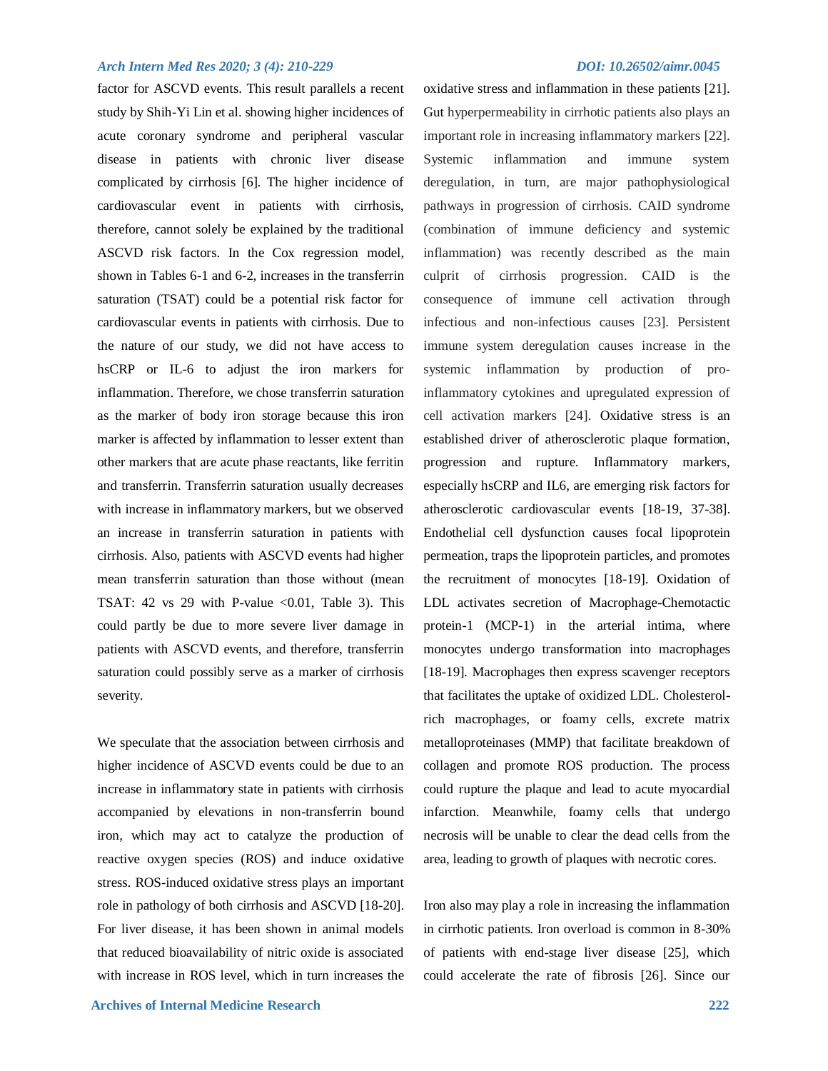factor for ASCVD events. This result parallels a recent study by Shih-Yi Lin et al. showing higher incidences of acute coronary syndrome and peripheral vascular disease in patients with chronic liver disease complicated by cirrhosis [6]. The higher incidence of cardiovascular event in patients with cirrhosis, therefore, cannot solely be explained by the traditional ASCVD risk factors. In the Cox regression model, shown in Tables 6-1 and 6-2, increases in the transferrin saturation (TSAT) could be a potential risk factor for cardiovascular events in patients with cirrhosis. Due to the nature of our study, we did not have access to hsCRP or IL-6 to adjust the iron markers for inflammation. Therefore, we chose transferrin saturation as the marker of body iron storage because this iron marker is affected by inflammation to lesser extent than other markers that are acute phase reactants, like ferritin and transferrin. Transferrin saturation usually decreases with increase in inflammatory markers, but we observed an increase in transferrin saturation in patients with cirrhosis. Also, patients with ASCVD events had higher mean transferrin saturation than those without (mean TSAT: 42 vs 29 with P-value <0.01, Table 3). This could partly be due to more severe liver damage in patients with ASCVD events, and therefore, transferrin saturation could possibly serve as a marker of cirrhosis severity.

We speculate that the association between cirrhosis and higher incidence of ASCVD events could be due to an increase in inflammatory state in patients with cirrhosis accompanied by elevations in non-transferrin bound iron, which may act to catalyze the production of reactive oxygen species (ROS) and induce oxidative stress. ROS-induced oxidative stress plays an important role in pathology of both cirrhosis and ASCVD [18-20]. For liver disease, it has been shown in animal models that reduced bioavailability of nitric oxide is associated with increase in ROS level, which in turn increases the oxidative stress and inflammation in these patients [21]. Gut hyperpermeability in cirrhotic patients also plays an important role in increasing inflammatory markers [22]. Systemic inflammation and immune system deregulation, in turn, are major pathophysiological pathways in progression of cirrhosis. CAID syndrome (combination of immune deficiency and systemic inflammation) was recently described as the main culprit of cirrhosis progression. CAID is the consequence of immune cell activation through infectious and non-infectious causes [23]. Persistent immune system deregulation causes increase in the systemic inflammation by production of pro-inflammatory cytokines and upregulated expression of cell activation markers [24]. Oxidative stress is an established driver of atherosclerotic plaque formation, progression and rupture. Inflammatory markers, especially hsCRP and IL6, are emerging risk factors for atherosclerotic cardiovascular events [18-19, 37-38]. Endothelial cell dysfunction causes focal lipoprotein permeation, traps the lipoprotein particles, and promotes the recruitment of monocytes [18-19]. Oxidation of LDL activates secretion of Macrophage-Chemotactic protein-1 (MCP-1) in the arterial intima, where monocytes undergo transformation into macrophages [18-19]. Macrophages then express scavenger receptors that facilitates the uptake of oxidized LDL. Cholesterol-rich macrophages, or foamy cells, excrete matrix metalloproteinases (MMP) that facilitate breakdown of collagen and promote ROS production. The process could rupture the plaque and lead to acute myocardial infarction. Meanwhile, foamy cells that undergo necrosis will be unable to clear the dead cells from the area, leading to growth of plaques with necrotic cores.

Iron also may play a role in increasing the inflammation in cirrhotic patients. Iron overload is common in 8-30% of patients with end-stage liver disease [25], which could accelerate the rate of fibrosis [26]. Since our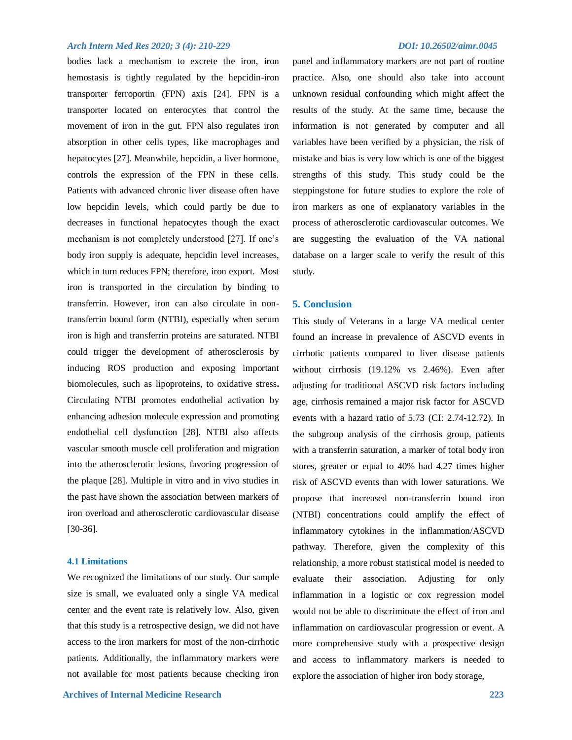bodies lack a mechanism to excrete the iron, iron hemostasis is tightly regulated by the hepcidin-iron transporter ferroportin (FPN) axis [24]. FPN is a transporter located on enterocytes that control the movement of iron in the gut. FPN also regulates iron absorption in other cells types, like macrophages and hepatocytes [27]. Meanwhile, hepcidin, a liver hormone, controls the expression of the FPN in these cells. Patients with advanced chronic liver disease often have low hepcidin levels, which could partly be due to decreases in functional hepatocytes though the exact mechanism is not completely understood [27]. If one's body iron supply is adequate, hepcidin level increases, which in turn reduces FPN; therefore, iron export. Most iron is transported in the circulation by binding to transferrin. However, iron can also circulate in non-transferrin bound form (NTBI), especially when serum iron is high and transferrin proteins are saturated. NTBI could trigger the development of atherosclerosis by inducing ROS production and exposing important biomolecules, such as lipoproteins, to oxidative stress**.** Circulating NTBI promotes endothelial activation by enhancing adhesion molecule expression and promoting endothelial cell dysfunction [28]. NTBI also affects vascular smooth muscle cell proliferation and migration into the atherosclerotic lesions, favoring progression of the plaque [28]. Multiple in vitro and in vivo studies in the past have shown the association between markers of iron overload and atherosclerotic cardiovascular disease [30-36].

### 4.1 Limitations

We recognized the limitations of our study. Our sample size is small, we evaluated only a single VA medical center and the event rate is relatively low. Also, given that this study is a retrospective design, we did not have access to the iron markers for most of the non-cirrhotic patients. Additionally, the inflammatory markers were not available for most patients because checking iron panel and inflammatory markers are not part of routine practice. Also, one should also take into account unknown residual confounding which might affect the results of the study. At the same time, because the information is not generated by computer and all variables have been verified by a physician, the risk of mistake and bias is very low which is one of the biggest strengths of this study. This study could be the steppingstone for future studies to explore the role of iron markers as one of explanatory variables in the process of atherosclerotic cardiovascular outcomes. We are suggesting the evaluation of the VA national database on a larger scale to verify the result of this study.

## 5. Conclusion

This study of Veterans in a large VA medical center found an increase in prevalence of ASCVD events in cirrhotic patients compared to liver disease patients without cirrhosis (19.12% vs 2.46%). Even after adjusting for traditional ASCVD risk factors including age, cirrhosis remained a major risk factor for ASCVD events with a hazard ratio of 5.73 (CI: 2.74-12.72). In the subgroup analysis of the cirrhosis group, patients with a transferrin saturation, a marker of total body iron stores, greater or equal to 40% had 4.27 times higher risk of ASCVD events than with lower saturations. We propose that increased non-transferrin bound iron (NTBI) concentrations could amplify the effect of inflammatory cytokines in the inflammation/ASCVD pathway. Therefore, given the complexity of this relationship, a more robust statistical model is needed to evaluate their association. Adjusting for only inflammation in a logistic or cox regression model would not be able to discriminate the effect of iron and inflammation on cardiovascular progression or event. A more comprehensive study with a prospective design and access to inflammatory markers is needed to explore the association of higher iron body storage,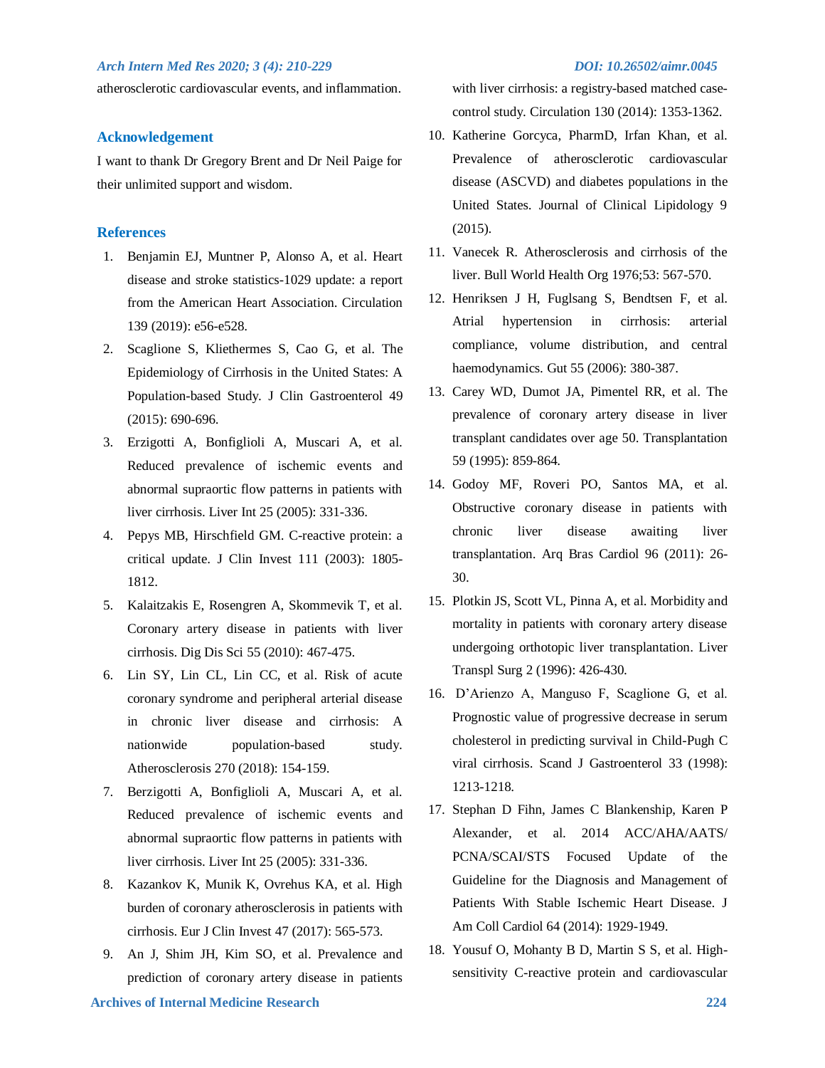atherosclerotic cardiovascular events, and inflammation.

## Acknowledgement

I want to thank Dr Gregory Brent and Dr Neil Paige for their unlimited support and wisdom.

## References

1. Benjamin EJ, Muntner P, Alonso A, et al. Heart disease and stroke statistics-1029 update: a report from the American Heart Association. Circulation 139 (2019): e56-e528.
2. Scaglione S, Kliethermes S, Cao G, et al. The Epidemiology of Cirrhosis in the United States: A Population-based Study. J Clin Gastroenterol 49 (2015): 690-696.
3. Erzigotti A, Bonfiglioli A, Muscari A, et al. Reduced prevalence of ischemic events and abnormal supraortic flow patterns in patients with liver cirrhosis. Liver Int 25 (2005): 331-336.
4. Pepys MB, Hirschfield GM. C-reactive protein: a critical update. J Clin Invest 111 (2003): 1805-1812.
5. Kalaitzakis E, Rosengren A, Skommevik T, et al. Coronary artery disease in patients with liver cirrhosis. Dig Dis Sci 55 (2010): 467-475.
6. Lin SY, Lin CL, Lin CC, et al. Risk of acute coronary syndrome and peripheral arterial disease in chronic liver disease and cirrhosis: A nationwide population-based study. Atherosclerosis 270 (2018): 154-159.
7. Berzigotti A, Bonfiglioli A, Muscari A, et al. Reduced prevalence of ischemic events and abnormal supraortic flow patterns in patients with liver cirrhosis. Liver Int 25 (2005): 331-336.
8. Kazankov K, Munik K, Ovrehus KA, et al. High burden of coronary atherosclerosis in patients with cirrhosis. Eur J Clin Invest 47 (2017): 565-573.
9. An J, Shim JH, Kim SO, et al. Prevalence and prediction of coronary artery disease in patients with liver cirrhosis: a registry-based matched case-control study. Circulation 130 (2014): 1353-1362.
10. Katherine Gorcyca, PharmD, Irfan Khan, et al. Prevalence of atherosclerotic cardiovascular disease (ASCVD) and diabetes populations in the United States. Journal of Clinical Lipidology 9 (2015).
11. Vanecek R. Atherosclerosis and cirrhosis of the liver. Bull World Health Org 1976;53: 567-570.
12. Henriksen J H, Fuglsang S, Bendtsen F, et al. Atrial hypertension in cirrhosis: arterial compliance, volume distribution, and central haemodynamics. Gut 55 (2006): 380-387.
13. Carey WD, Dumot JA, Pimentel RR, et al. The prevalence of coronary artery disease in liver transplant candidates over age 50. Transplantation 59 (1995): 859-864.
14. Godoy MF, Roveri PO, Santos MA, et al. Obstructive coronary disease in patients with chronic liver disease awaiting liver transplantation. Arq Bras Cardiol 96 (2011): 26-30.
15. Plotkin JS, Scott VL, Pinna A, et al. Morbidity and mortality in patients with coronary artery disease undergoing orthotopic liver transplantation. Liver Transpl Surg 2 (1996): 426-430.
16. D'Arienzo A, Manguso F, Scaglione G, et al. Prognostic value of progressive decrease in serum cholesterol in predicting survival in Child-Pugh C viral cirrhosis. Scand J Gastroenterol 33 (1998): 1213-1218.
17. Stephan D Fihn, James C Blankenship, Karen P Alexander, et al. 2014 ACC/AHA/AATS/PCNA/SCAI/STS Focused Update of the Guideline for the Diagnosis and Management of Patients With Stable Ischemic Heart Disease. J Am Coll Cardiol 64 (2014): 1929-1949.
18. Yousuf O, Mohanty B D, Martin S S, et al. High-sensitivity C-reactive protein and cardiovascular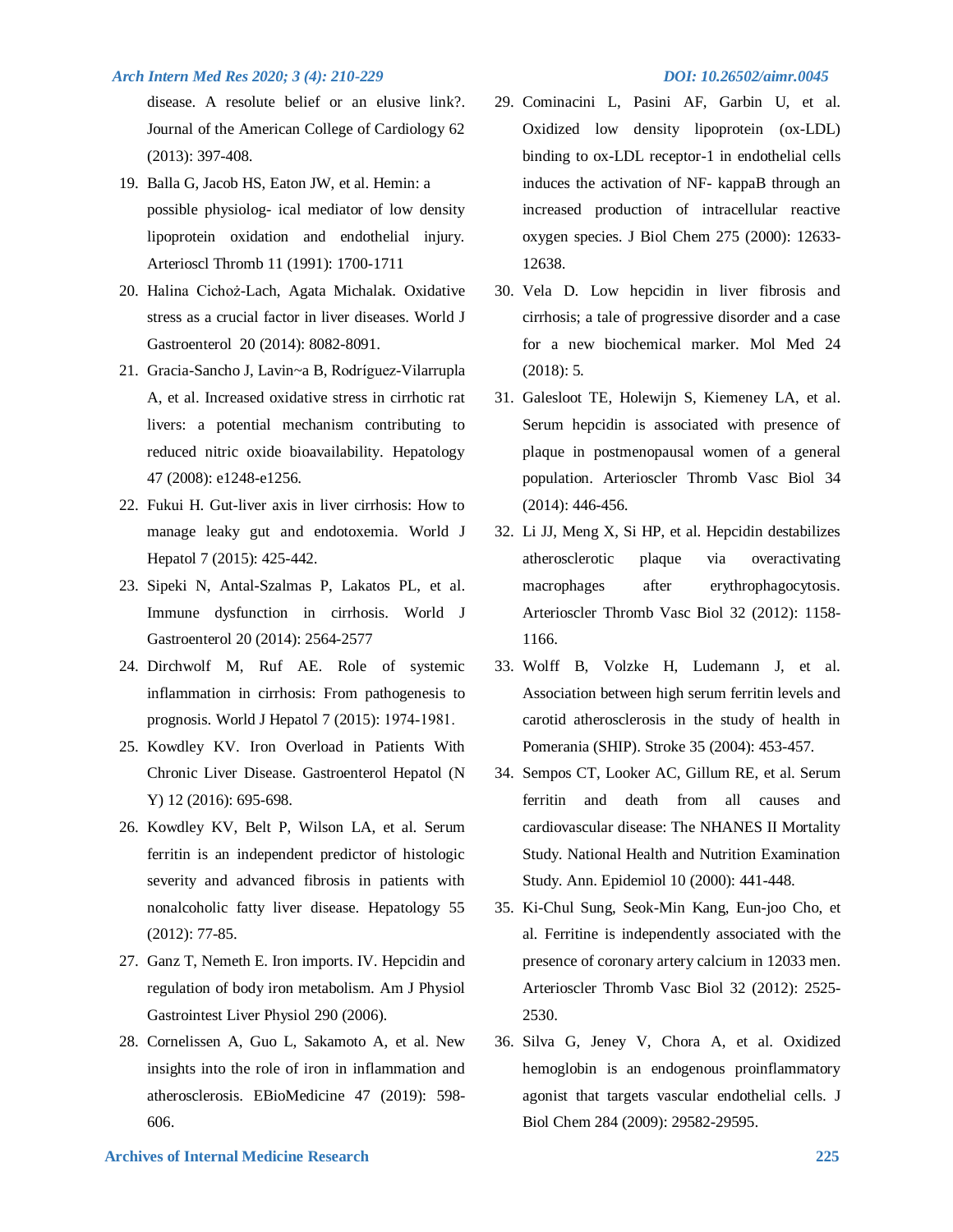disease. A resolute belief or an elusive link?. Journal of the American College of Cardiology 62 (2013): 397-408.

19. Balla G, Jacob HS, Eaton JW, et al. Hemin: a possible physiolog- ical mediator of low density lipoprotein oxidation and endothelial injury. Arterioscl Thromb 11 (1991): 1700-1711
20. Halina Cichoż-Lach, Agata Michalak. Oxidative stress as a crucial factor in liver diseases. World J Gastroenterol 20 (2014): 8082-8091.
21. Gracia-Sancho J, Lavin~a B, Rodríguez-Vilarrupla A, et al. Increased oxidative stress in cirrhotic rat livers: a potential mechanism contributing to reduced nitric oxide bioavailability. Hepatology 47 (2008): e1248-e1256.
22. Fukui H. Gut-liver axis in liver cirrhosis: How to manage leaky gut and endotoxemia. World J Hepatol 7 (2015): 425-442.
23. Sipeki N, Antal-Szalmas P, Lakatos PL, et al. Immune dysfunction in cirrhosis. World J Gastroenterol 20 (2014): 2564-2577
24. Dirchwolf M, Ruf AE. Role of systemic inflammation in cirrhosis: From pathogenesis to prognosis. World J Hepatol 7 (2015): 1974-1981.
25. Kowdley KV. Iron Overload in Patients With Chronic Liver Disease. Gastroenterol Hepatol (N Y) 12 (2016): 695-698.
26. Kowdley KV, Belt P, Wilson LA, et al. Serum ferritin is an independent predictor of histologic severity and advanced fibrosis in patients with nonalcoholic fatty liver disease. Hepatology 55 (2012): 77-85.
27. Ganz T, Nemeth E. Iron imports. IV. Hepcidin and regulation of body iron metabolism. Am J Physiol Gastrointest Liver Physiol 290 (2006).
28. Cornelissen A, Guo L, Sakamoto A, et al. New insights into the role of iron in inflammation and atherosclerosis. EBioMedicine 47 (2019): 598-606.
29. Cominacini L, Pasini AF, Garbin U, et al. Oxidized low density lipoprotein (ox-LDL) binding to ox-LDL receptor-1 in endothelial cells induces the activation of NF- kappaB through an increased production of intracellular reactive oxygen species. J Biol Chem 275 (2000): 12633-12638.
30. Vela D. Low hepcidin in liver fibrosis and cirrhosis; a tale of progressive disorder and a case for a new biochemical marker. Mol Med 24 (2018): 5.
31. Galesloot TE, Holewijn S, Kiemeney LA, et al. Serum hepcidin is associated with presence of plaque in postmenopausal women of a general population. Arterioscler Thromb Vasc Biol 34 (2014): 446-456.
32. Li JJ, Meng X, Si HP, et al. Hepcidin destabilizes atherosclerotic plaque via overactivating macrophages after erythrophagocytosis. Arterioscler Thromb Vasc Biol 32 (2012): 1158-1166.
33. Wolff B, Volzke H, Ludemann J, et al. Association between high serum ferritin levels and carotid atherosclerosis in the study of health in Pomerania (SHIP). Stroke 35 (2004): 453-457.
34. Sempos CT, Looker AC, Gillum RE, et al. Serum ferritin and death from all causes and cardiovascular disease: The NHANES II Mortality Study. National Health and Nutrition Examination Study. Ann. Epidemiol 10 (2000): 441-448.
35. Ki-Chul Sung, Seok-Min Kang, Eun-joo Cho, et al. Ferritine is independently associated with the presence of coronary artery calcium in 12033 men. Arterioscler Thromb Vasc Biol 32 (2012): 2525-2530.
36. Silva G, Jeney V, Chora A, et al. Oxidized hemoglobin is an endogenous proinflammatory agonist that targets vascular endothelial cells. J Biol Chem 284 (2009): 29582-29595.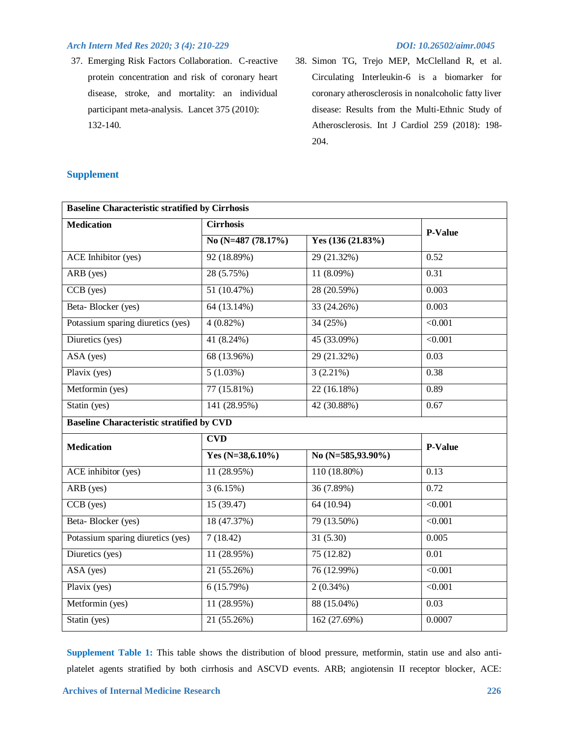37. Emerging Risk Factors Collaboration. C-reactive protein concentration and risk of coronary heart disease, stroke, and mortality: an individual participant meta-analysis. Lancet 375 (2010): 132-140.

38. Simon TG, Trejo MEP, McClelland R, et al. Circulating Interleukin-6 is a biomarker for coronary atherosclerosis in nonalcoholic fatty liver disease: Results from the Multi-Ethnic Study of Atherosclerosis. Int J Cardiol 259 (2018): 198-204.

## Supplement

| **Baseline Characteristic stratified by Cirrhosis** | | | |
|---|---|---|---|
| **Medication** | **Cirrhosis** | | **P-Value** |
| | **No (N=487 (78.17%)** | **Yes (136 (21.83%)** | |
| ACE Inhibitor (yes) | 92 (18.89%) | 29 (21.32%) | 0.52 |
| ARB (yes) | 28 (5.75%) | 11 (8.09%) | 0.31 |
| CCB (yes) | 51 (10.47%) | 28 (20.59%) | 0.003 |
| Beta- Blocker (yes) | 64 (13.14%) | 33 (24.26%) | 0.003 |
| Potassium sparing diuretics (yes) | 4 (0.82%) | 34 (25%) | <0.001 |
| Diuretics (yes) | 41 (8.24%) | 45 (33.09%) | <0.001 |
| ASA (yes) | 68 (13.96%) | 29 (21.32%) | 0.03 |
| Plavix (yes) | 5 (1.03%) | 3 (2.21%) | 0.38 |
| Metformin (yes) | 77 (15.81%) | 22 (16.18%) | 0.89 |
| Statin (yes) | 141 (28.95%) | 42 (30.88%) | 0.67 |
| **Baseline Characteristic stratified by CVD** | | | |
| **Medication** | **CVD** | | **P-Value** |
| | **Yes (N=38,6.10%)** | **No (N=585,93.90%)** | |
| ACE inhibitor (yes) | 11 (28.95%) | 110 (18.80%) | 0.13 |
| ARB (yes) | 3 (6.15%) | 36 (7.89%) | 0.72 |
| CCB (yes) | 15 (39.47) | 64 (10.94) | <0.001 |
| Beta- Blocker (yes) | 18 (47.37%) | 79 (13.50%) | <0.001 |
| Potassium sparing diuretics (yes) | 7 (18.42) | 31 (5.30) | 0.005 |
| Diuretics (yes) | 11 (28.95%) | 75 (12.82) | 0.01 |
| ASA (yes) | 21 (55.26%) | 76 (12.99%) | <0.001 |
| Plavix (yes) | 6 (15.79%) | 2 (0.34%) | <0.001 |
| Metformin (yes) | 11 (28.95%) | 88 (15.04%) | 0.03 |
| Statin (yes) | 21 (55.26%) | 162 (27.69%) | 0.0007 |

**Supplement Table 1:** This table shows the distribution of blood pressure, metformin, statin use and also anti-platelet agents stratified by both cirrhosis and ASCVD events. ARB; angiotensin II receptor blocker, ACE: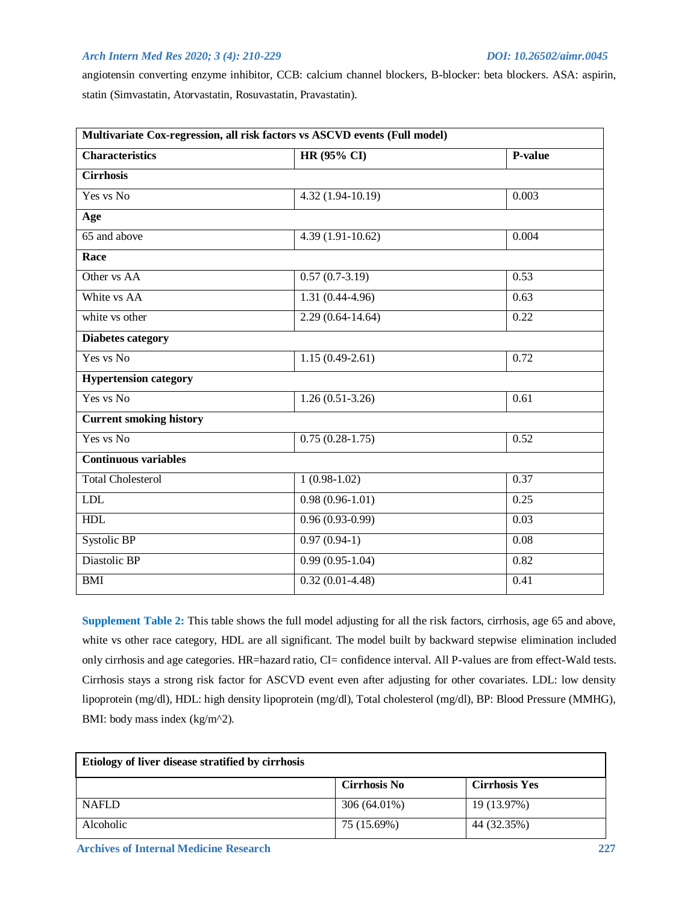angiotensin converting enzyme inhibitor, CCB: calcium channel blockers, B-blocker: beta blockers. ASA: aspirin, statin (Simvastatin, Atorvastatin, Rosuvastatin, Pravastatin).

| Multivariate Cox-regression, all risk factors vs ASCVD events (Full model) | | |
|---|---|---|
| **Characteristics** | **HR (95% CI)** | **P-value** |
| **Cirrhosis** | | |
| Yes vs No | 4.32 (1.94-10.19) | 0.003 |
| **Age** | | |
| 65 and above | 4.39 (1.91-10.62) | 0.004 |
| **Race** | | |
| Other vs AA | 0.57 (0.7-3.19) | 0.53 |
| White vs AA | 1.31 (0.44-4.96) | 0.63 |
| white vs other | 2.29 (0.64-14.64) | 0.22 |
| **Diabetes category** | | |
| Yes vs No | 1.15 (0.49-2.61) | 0.72 |
| **Hypertension category** | | |
| Yes vs No | 1.26 (0.51-3.26) | 0.61 |
| **Current smoking history** | | |
| Yes vs No | 0.75 (0.28-1.75) | 0.52 |
| **Continuous variables** | | |
| Total Cholesterol | 1 (0.98-1.02) | 0.37 |
| LDL | 0.98 (0.96-1.01) | 0.25 |
| HDL | 0.96 (0.93-0.99) | 0.03 |
| Systolic BP | 0.97 (0.94-1) | 0.08 |
| Diastolic BP | 0.99 (0.95-1.04) | 0.82 |
| BMI | 0.32 (0.01-4.48) | 0.41 |

**Supplement Table 2:** This table shows the full model adjusting for all the risk factors, cirrhosis, age 65 and above, white vs other race category, HDL are all significant. The model built by backward stepwise elimination included only cirrhosis and age categories. HR=hazard ratio, CI= confidence interval. All P-values are from effect-Wald tests. Cirrhosis stays a strong risk factor for ASCVD event even after adjusting for other covariates. LDL: low density lipoprotein (mg/dl), HDL: high density lipoprotein (mg/dl), Total cholesterol (mg/dl), BP: Blood Pressure (MMHG), BMI: body mass index (kg/m^2).

| Etiology of liver disease stratified by cirrhosis | | |
|---|---|---|
| | **Cirrhosis No** | **Cirrhosis Yes** |
| NAFLD | 306 (64.01%) | 19 (13.97%) |
| Alcoholic | 75 (15.69%) | 44 (32.35%) |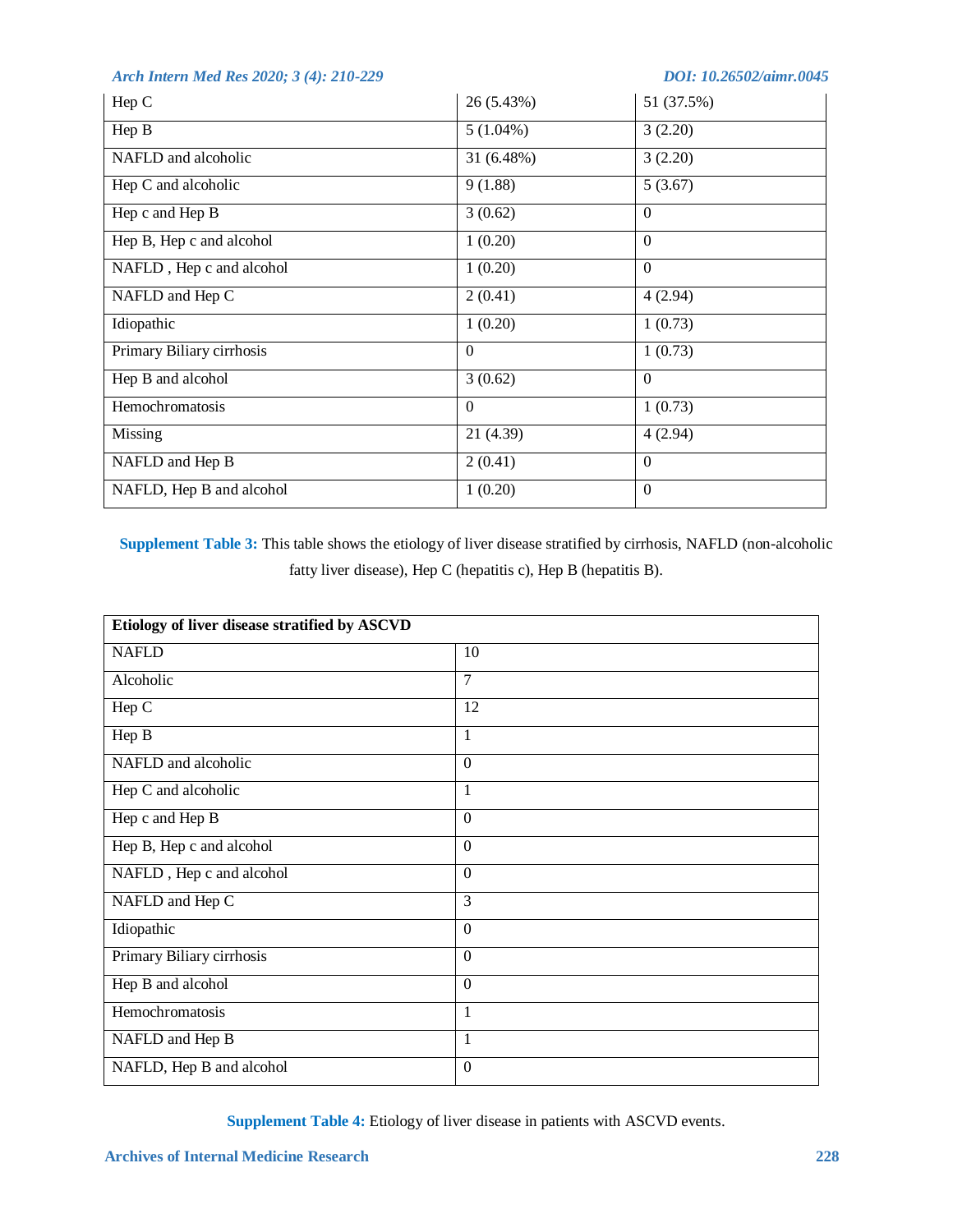| | | |
|---|---|---|
| Hep C | 26 (5.43%) | 51 (37.5%) |
| Hep B | 5 (1.04%) | 3 (2.20) |
| NAFLD and alcoholic | 31 (6.48%) | 3 (2.20) |
| Hep C and alcoholic | 9 (1.88) | 5 (3.67) |
| Hep c and Hep B | 3 (0.62) | 0 |
| Hep B, Hep c and alcohol | 1 (0.20) | 0 |
| NAFLD , Hep c and alcohol | 1 (0.20) | 0 |
| NAFLD and Hep C | 2 (0.41) | 4 (2.94) |
| Idiopathic | 1 (0.20) | 1 (0.73) |
| Primary Biliary cirrhosis | 0 | 1 (0.73) |
| Hep B and alcohol | 3 (0.62) | 0 |
| Hemochromatosis | 0 | 1 (0.73) |
| Missing | 21 (4.39) | 4 (2.94) |
| NAFLD and Hep B | 2 (0.41) | 0 |
| NAFLD, Hep B and alcohol | 1 (0.20) | 0 |

**Supplement Table 3:** This table shows the etiology of liver disease stratified by cirrhosis, NAFLD (non-alcoholic fatty liver disease), Hep C (hepatitis c), Hep B (hepatitis B).

| **Etiology of liver disease stratified by ASCVD** | |
|---|---|
| NAFLD | 10 |
| Alcoholic | 7 |
| Hep C | 12 |
| Hep B | 1 |
| NAFLD and alcoholic | 0 |
| Hep C and alcoholic | 1 |
| Hep c and Hep B | 0 |
| Hep B, Hep c and alcohol | 0 |
| NAFLD , Hep c and alcohol | 0 |
| NAFLD and Hep C | 3 |
| Idiopathic | 0 |
| Primary Biliary cirrhosis | 0 |
| Hep B and alcohol | 0 |
| Hemochromatosis | 1 |
| NAFLD and Hep B | 1 |
| NAFLD, Hep B and alcohol | 0 |

**Supplement Table 4:** Etiology of liver disease in patients with ASCVD events.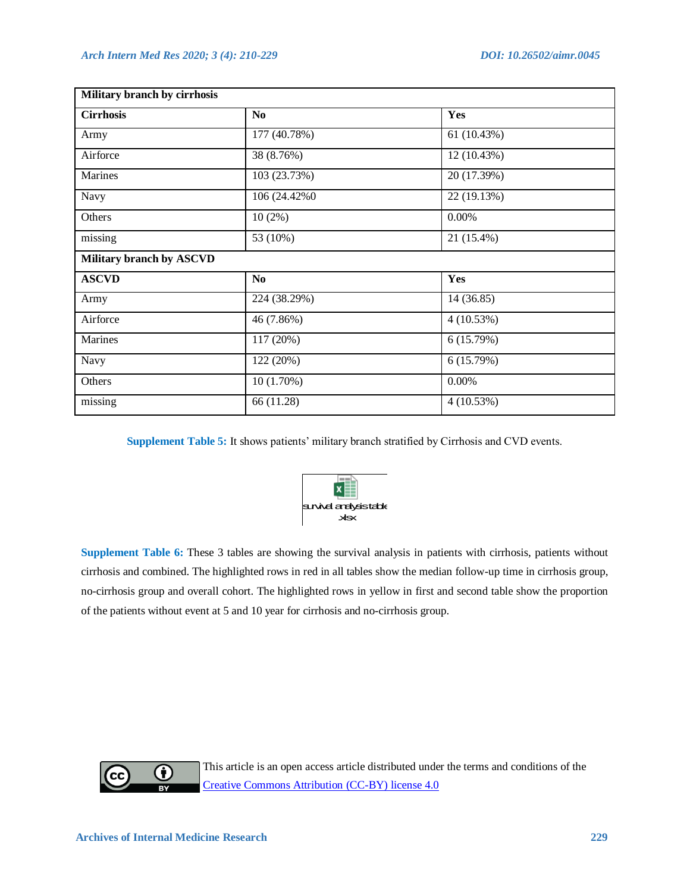| Military branch by cirrhosis | | |
|---|---|---|
| **Cirrhosis** | **No** | **Yes** |
| Army | 177 (40.78%) | 61 (10.43%) |
| Airforce | 38 (8.76%) | 12 (10.43%) |
| Marines | 103 (23.73%) | 20 (17.39%) |
| Navy | 106 (24.42%0 | 22 (19.13%) |
| Others | 10 (2%) | 0.00% |
| missing | 53 (10%) | 21 (15.4%) |
| **Military branch by ASCVD** | | |
| **ASCVD** | **No** | **Yes** |
| Army | 224 (38.29%) | 14 (36.85) |
| Airforce | 46 (7.86%) | 4 (10.53%) |
| Marines | 117 (20%) | 6 (15.79%) |
| Navy | 122 (20%) | 6 (15.79%) |
| Others | 10 (1.70%) | 0.00% |
| missing | 66 (11.28) | 4 (10.53%) |

**Supplement Table 5:** It shows patients' military branch stratified by Cirrhosis and CVD events.

survival analysis table.xlsx

**Supplement Table 6:** These 3 tables are showing the survival analysis in patients with cirrhosis, patients without cirrhosis and combined. The highlighted rows in red in all tables show the median follow-up time in cirrhosis group, no-cirrhosis group and overall cohort. The highlighted rows in yellow in first and second table show the proportion of the patients without event at 5 and 10 year for cirrhosis and no-cirrhosis group.

This article is an open access article distributed under the terms and conditions of the Creative Commons Attribution (CC-BY) license 4.0